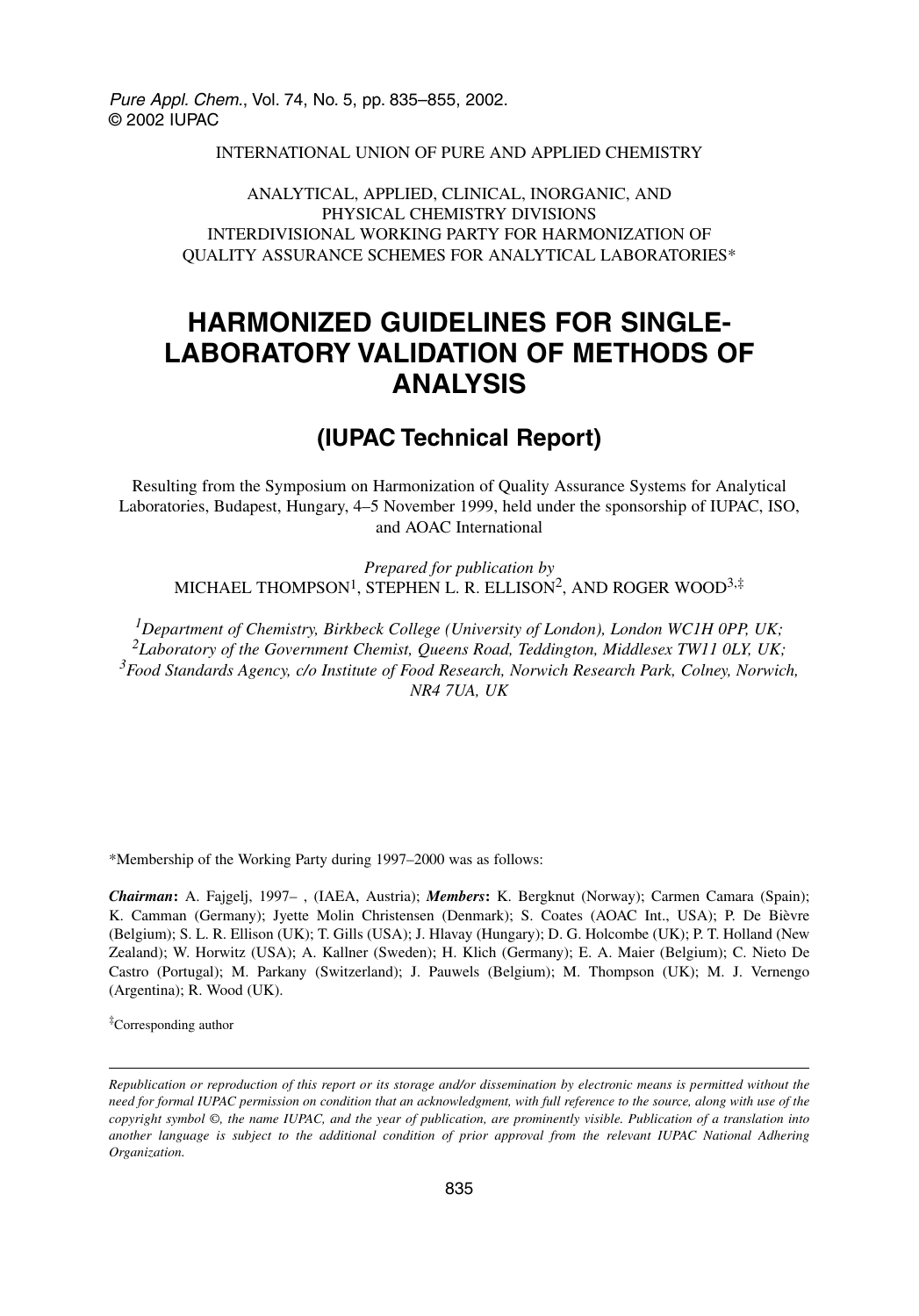INTERNATIONAL UNION OF PURE AND APPLIED CHEMISTRY

ANALYTICAL, APPLIED, CLINICAL, INORGANIC, AND PHYSICAL CHEMISTRY DIVISIONS
INTERDIVISIONAL WORKING PARTY FOR HARMONIZATION OF QUALITY ASSURANCE SCHEMES FOR ANALYTICAL LABORATORIES*

# HARMONIZED GUIDELINES FOR SINGLE-LABORATORY VALIDATION OF METHODS OF ANALYSIS

## (IUPAC Technical Report)

Resulting from the Symposium on Harmonization of Quality Assurance Systems for Analytical Laboratories, Budapest, Hungary, 4–5 November 1999, held under the sponsorship of IUPAC, ISO, and AOAC International

*Prepared for publication by*
MICHAEL THOMPSON[1], STEPHEN L. R. ELLISON[2], AND ROGER WOOD[3,‡]

[1] *Department of Chemistry, Birkbeck College (University of London), London WC1H 0PP, UK;*
[2] *Laboratory of the Government Chemist, Queens Road, Teddington, Middlesex TW11 0LY, UK;*
[3] *Food Standards Agency, c/o Institute of Food Research, Norwich Research Park, Colney, Norwich, NR4 7UA, UK*

*Membership of the Working Party during 1997–2000 was as follows:

***Chairman*:** A. Fajgelj, 1997– , (IAEA, Austria); ***Members*:** K. Bergknut (Norway); Carmen Camara (Spain); K. Camman (Germany); Jyette Molin Christensen (Denmark); S. Coates (AOAC Int., USA); P. De Bièvre (Belgium); S. L. R. Ellison (UK); T. Gills (USA); J. Hlavay (Hungary); D. G. Holcombe (UK); P. T. Holland (New Zealand); W. Horwitz (USA); A. Kallner (Sweden); H. Klich (Germany); E. A. Maier (Belgium); C. Nieto De Castro (Portugal); M. Parkany (Switzerland); J. Pauwels (Belgium); M. Thompson (UK); M. J. Vernengo (Argentina); R. Wood (UK).

‡Corresponding author

*Republication or reproduction of this report or its storage and/or dissemination by electronic means is permitted without the need for formal IUPAC permission on condition that an acknowledgment, with full reference to the source, along with use of the copyright symbol ©, the name IUPAC, and the year of publication, are prominently visible. Publication of a translation into another language is subject to the additional condition of prior approval from the relevant IUPAC National Adhering Organization.*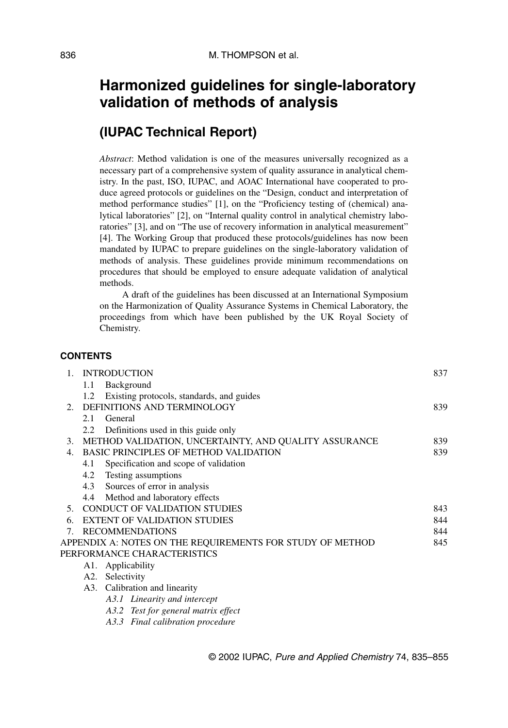# Harmonized guidelines for single-laboratory validation of methods of analysis

## (IUPAC Technical Report)

*Abstract*: Method validation is one of the measures universally recognized as a necessary part of a comprehensive system of quality assurance in analytical chemistry. In the past, ISO, IUPAC, and AOAC International have cooperated to produce agreed protocols or guidelines on the "Design, conduct and interpretation of method performance studies" [1], on the "Proficiency testing of (chemical) analytical laboratories" [2], on "Internal quality control in analytical chemistry laboratories" [3], and on "The use of recovery information in analytical measurement" [4]. The Working Group that produced these protocols/guidelines has now been mandated by IUPAC to prepare guidelines on the single-laboratory validation of methods of analysis. These guidelines provide minimum recommendations on procedures that should be employed to ensure adequate validation of analytical methods.

A draft of the guidelines has been discussed at an International Symposium on the Harmonization of Quality Assurance Systems in Chemical Laboratory, the proceedings from which have been published by the UK Royal Society of Chemistry.

### CONTENTS

| | |
|---|---|
| 1. INTRODUCTION | 837 |
| &nbsp;&nbsp;&nbsp;&nbsp;1.1 Background | |
| &nbsp;&nbsp;&nbsp;&nbsp;1.2 Existing protocols, standards, and guides | |
| 2. DEFINITIONS AND TERMINOLOGY | 839 |
| &nbsp;&nbsp;&nbsp;&nbsp;2.1 General | |
| &nbsp;&nbsp;&nbsp;&nbsp;2.2 Definitions used in this guide only | |
| 3. METHOD VALIDATION, UNCERTAINTY, AND QUALITY ASSURANCE | 839 |
| 4. BASIC PRINCIPLES OF METHOD VALIDATION | 839 |
| &nbsp;&nbsp;&nbsp;&nbsp;4.1 Specification and scope of validation | |
| &nbsp;&nbsp;&nbsp;&nbsp;4.2 Testing assumptions | |
| &nbsp;&nbsp;&nbsp;&nbsp;4.3 Sources of error in analysis | |
| &nbsp;&nbsp;&nbsp;&nbsp;4.4 Method and laboratory effects | |
| 5. CONDUCT OF VALIDATION STUDIES | 843 |
| 6. EXTENT OF VALIDATION STUDIES | 844 |
| 7. RECOMMENDATIONS | 844 |
| APPENDIX A: NOTES ON THE REQUIREMENTS FOR STUDY OF METHOD PERFORMANCE CHARACTERISTICS | 845 |
| &nbsp;&nbsp;&nbsp;&nbsp;A1. Applicability | |
| &nbsp;&nbsp;&nbsp;&nbsp;A2. Selectivity | |
| &nbsp;&nbsp;&nbsp;&nbsp;A3. Calibration and linearity | |
| &nbsp;&nbsp;&nbsp;&nbsp;&nbsp;&nbsp;&nbsp;&nbsp;*A3.1 Linearity and intercept* | |
| &nbsp;&nbsp;&nbsp;&nbsp;&nbsp;&nbsp;&nbsp;&nbsp;*A3.2 Test for general matrix effect* | |
| &nbsp;&nbsp;&nbsp;&nbsp;&nbsp;&nbsp;&nbsp;&nbsp;*A3.3 Final calibration procedure* | |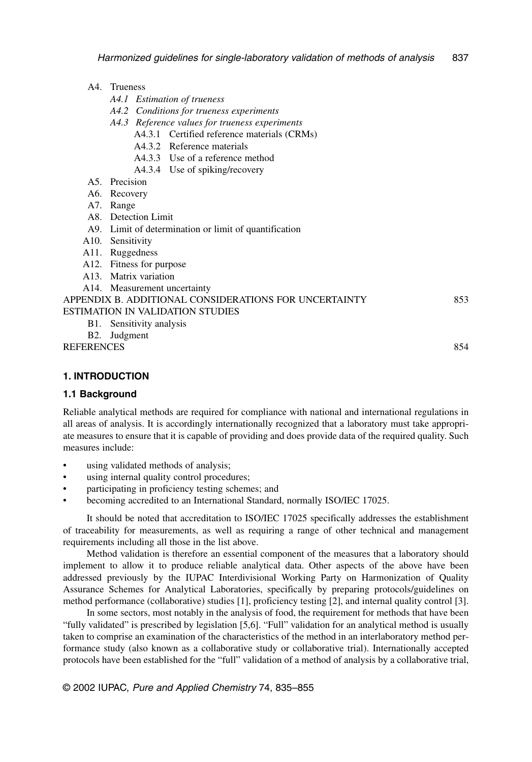- A4. Trueness
  - *A4.1 Estimation of trueness*
  - *A4.2 Conditions for trueness experiments*
  - *A4.3 Reference values for trueness experiments*
    - A4.3.1 Certified reference materials (CRMs)
    - A4.3.2 Reference materials
    - A4.3.3 Use of a reference method
    - A4.3.4 Use of spiking/recovery
- A5. Precision
- A6. Recovery
- A7. Range
- A8. Detection Limit
- A9. Limit of determination or limit of quantification
- A10. Sensitivity
- A11. Ruggedness
- A12. Fitness for purpose
- A13. Matrix variation
- A14. Measurement uncertainty

APPENDIX B. ADDITIONAL CONSIDERATIONS FOR UNCERTAINTY ESTIMATION IN VALIDATION STUDIES 853

- B1. Sensitivity analysis
- B2. Judgment

REFERENCES 854

## 1. INTRODUCTION

### 1.1 Background

Reliable analytical methods are required for compliance with national and international regulations in all areas of analysis. It is accordingly internationally recognized that a laboratory must take appropriate measures to ensure that it is capable of providing and does provide data of the required quality. Such measures include:

- using validated methods of analysis;
- using internal quality control procedures;
- participating in proficiency testing schemes; and
- becoming accredited to an International Standard, normally ISO/IEC 17025.

It should be noted that accreditation to ISO/IEC 17025 specifically addresses the establishment of traceability for measurements, as well as requiring a range of other technical and management requirements including all those in the list above.

Method validation is therefore an essential component of the measures that a laboratory should implement to allow it to produce reliable analytical data. Other aspects of the above have been addressed previously by the IUPAC Interdivisional Working Party on Harmonization of Quality Assurance Schemes for Analytical Laboratories, specifically by preparing protocols/guidelines on method performance (collaborative) studies [1], proficiency testing [2], and internal quality control [3].

In some sectors, most notably in the analysis of food, the requirement for methods that have been "fully validated" is prescribed by legislation [5,6]. "Full" validation for an analytical method is usually taken to comprise an examination of the characteristics of the method in an interlaboratory method performance study (also known as a collaborative study or collaborative trial). Internationally accepted protocols have been established for the "full" validation of a method of analysis by a collaborative trial,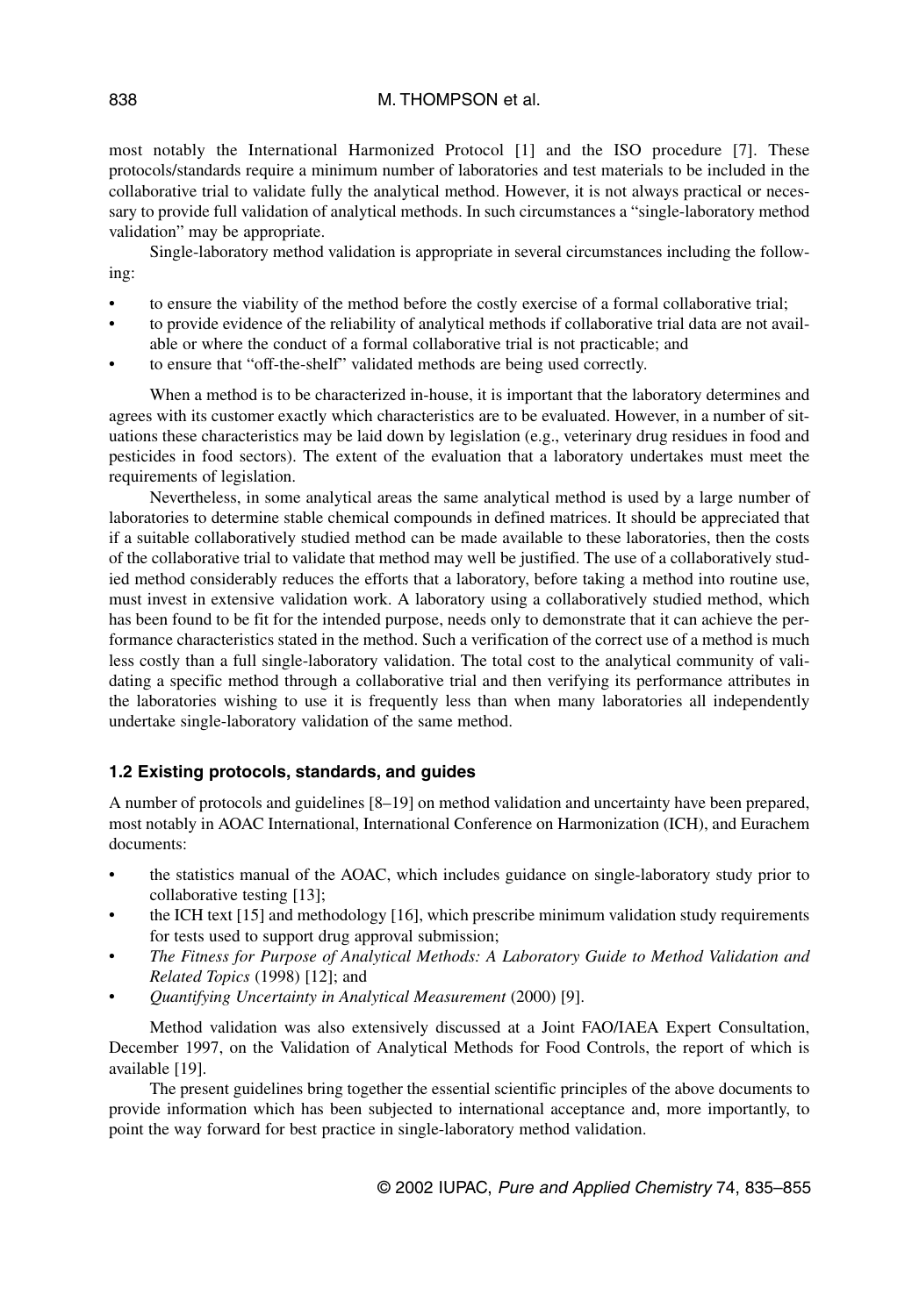most notably the International Harmonized Protocol [1] and the ISO procedure [7]. These protocols/standards require a minimum number of laboratories and test materials to be included in the collaborative trial to validate fully the analytical method. However, it is not always practical or necessary to provide full validation of analytical methods. In such circumstances a "single-laboratory method validation" may be appropriate.

Single-laboratory method validation is appropriate in several circumstances including the following:

- to ensure the viability of the method before the costly exercise of a formal collaborative trial;
- to provide evidence of the reliability of analytical methods if collaborative trial data are not available or where the conduct of a formal collaborative trial is not practicable; and
- to ensure that "off-the-shelf" validated methods are being used correctly.

When a method is to be characterized in-house, it is important that the laboratory determines and agrees with its customer exactly which characteristics are to be evaluated. However, in a number of situations these characteristics may be laid down by legislation (e.g., veterinary drug residues in food and pesticides in food sectors). The extent of the evaluation that a laboratory undertakes must meet the requirements of legislation.

Nevertheless, in some analytical areas the same analytical method is used by a large number of laboratories to determine stable chemical compounds in defined matrices. It should be appreciated that if a suitable collaboratively studied method can be made available to these laboratories, then the costs of the collaborative trial to validate that method may well be justified. The use of a collaboratively studied method considerably reduces the efforts that a laboratory, before taking a method into routine use, must invest in extensive validation work. A laboratory using a collaboratively studied method, which has been found to be fit for the intended purpose, needs only to demonstrate that it can achieve the performance characteristics stated in the method. Such a verification of the correct use of a method is much less costly than a full single-laboratory validation. The total cost to the analytical community of validating a specific method through a collaborative trial and then verifying its performance attributes in the laboratories wishing to use it is frequently less than when many laboratories all independently undertake single-laboratory validation of the same method.

### 1.2 Existing protocols, standards, and guides

A number of protocols and guidelines [8–19] on method validation and uncertainty have been prepared, most notably in AOAC International, International Conference on Harmonization (ICH), and Eurachem documents:

- the statistics manual of the AOAC, which includes guidance on single-laboratory study prior to collaborative testing [13];
- the ICH text [15] and methodology [16], which prescribe minimum validation study requirements for tests used to support drug approval submission;
- *The Fitness for Purpose of Analytical Methods: A Laboratory Guide to Method Validation and Related Topics* (1998) [12]; and
- *Quantifying Uncertainty in Analytical Measurement* (2000) [9].

Method validation was also extensively discussed at a Joint FAO/IAEA Expert Consultation, December 1997, on the Validation of Analytical Methods for Food Controls, the report of which is available [19].

The present guidelines bring together the essential scientific principles of the above documents to provide information which has been subjected to international acceptance and, more importantly, to point the way forward for best practice in single-laboratory method validation.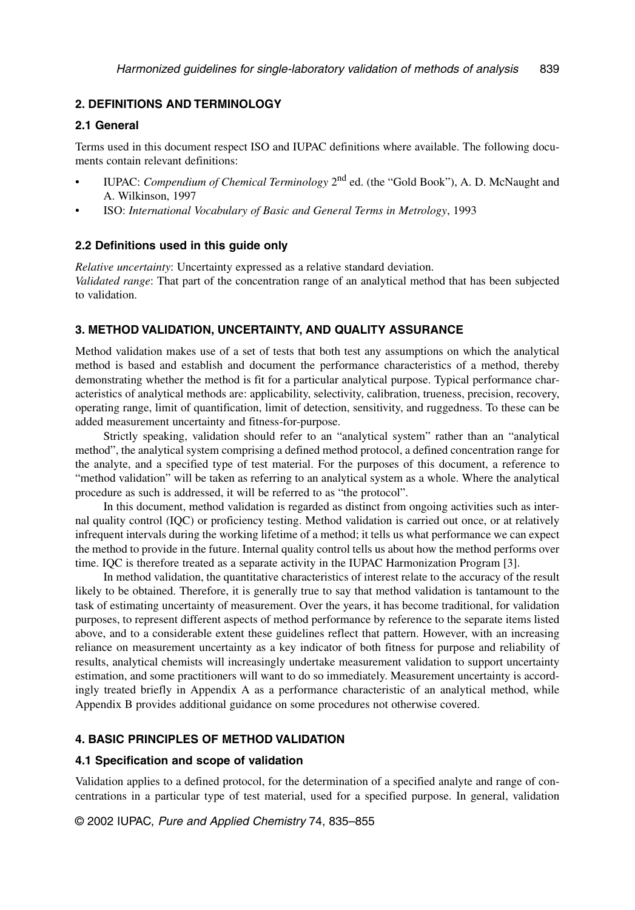## 2. DEFINITIONS AND TERMINOLOGY

### 2.1 General

Terms used in this document respect ISO and IUPAC definitions where available. The following documents contain relevant definitions:

- IUPAC: *Compendium of Chemical Terminology* 2nd ed. (the "Gold Book"), A. D. McNaught and A. Wilkinson, 1997
- ISO: *International Vocabulary of Basic and General Terms in Metrology*, 1993

### 2.2 Definitions used in this guide only

*Relative uncertainty*: Uncertainty expressed as a relative standard deviation.
*Validated range*: That part of the concentration range of an analytical method that has been subjected to validation.

## 3. METHOD VALIDATION, UNCERTAINTY, AND QUALITY ASSURANCE

Method validation makes use of a set of tests that both test any assumptions on which the analytical method is based and establish and document the performance characteristics of a method, thereby demonstrating whether the method is fit for a particular analytical purpose. Typical performance characteristics of analytical methods are: applicability, selectivity, calibration, trueness, precision, recovery, operating range, limit of quantification, limit of detection, sensitivity, and ruggedness. To these can be added measurement uncertainty and fitness-for-purpose.

Strictly speaking, validation should refer to an "analytical system" rather than an "analytical method", the analytical system comprising a defined method protocol, a defined concentration range for the analyte, and a specified type of test material. For the purposes of this document, a reference to "method validation" will be taken as referring to an analytical system as a whole. Where the analytical procedure as such is addressed, it will be referred to as "the protocol".

In this document, method validation is regarded as distinct from ongoing activities such as internal quality control (IQC) or proficiency testing. Method validation is carried out once, or at relatively infrequent intervals during the working lifetime of a method; it tells us what performance we can expect the method to provide in the future. Internal quality control tells us about how the method performs over time. IQC is therefore treated as a separate activity in the IUPAC Harmonization Program [3].

In method validation, the quantitative characteristics of interest relate to the accuracy of the result likely to be obtained. Therefore, it is generally true to say that method validation is tantamount to the task of estimating uncertainty of measurement. Over the years, it has become traditional, for validation purposes, to represent different aspects of method performance by reference to the separate items listed above, and to a considerable extent these guidelines reflect that pattern. However, with an increasing reliance on measurement uncertainty as a key indicator of both fitness for purpose and reliability of results, analytical chemists will increasingly undertake measurement validation to support uncertainty estimation, and some practitioners will want to do so immediately. Measurement uncertainty is accordingly treated briefly in Appendix A as a performance characteristic of an analytical method, while Appendix B provides additional guidance on some procedures not otherwise covered.

## 4. BASIC PRINCIPLES OF METHOD VALIDATION

### 4.1 Specification and scope of validation

Validation applies to a defined protocol, for the determination of a specified analyte and range of concentrations in a particular type of test material, used for a specified purpose. In general, validation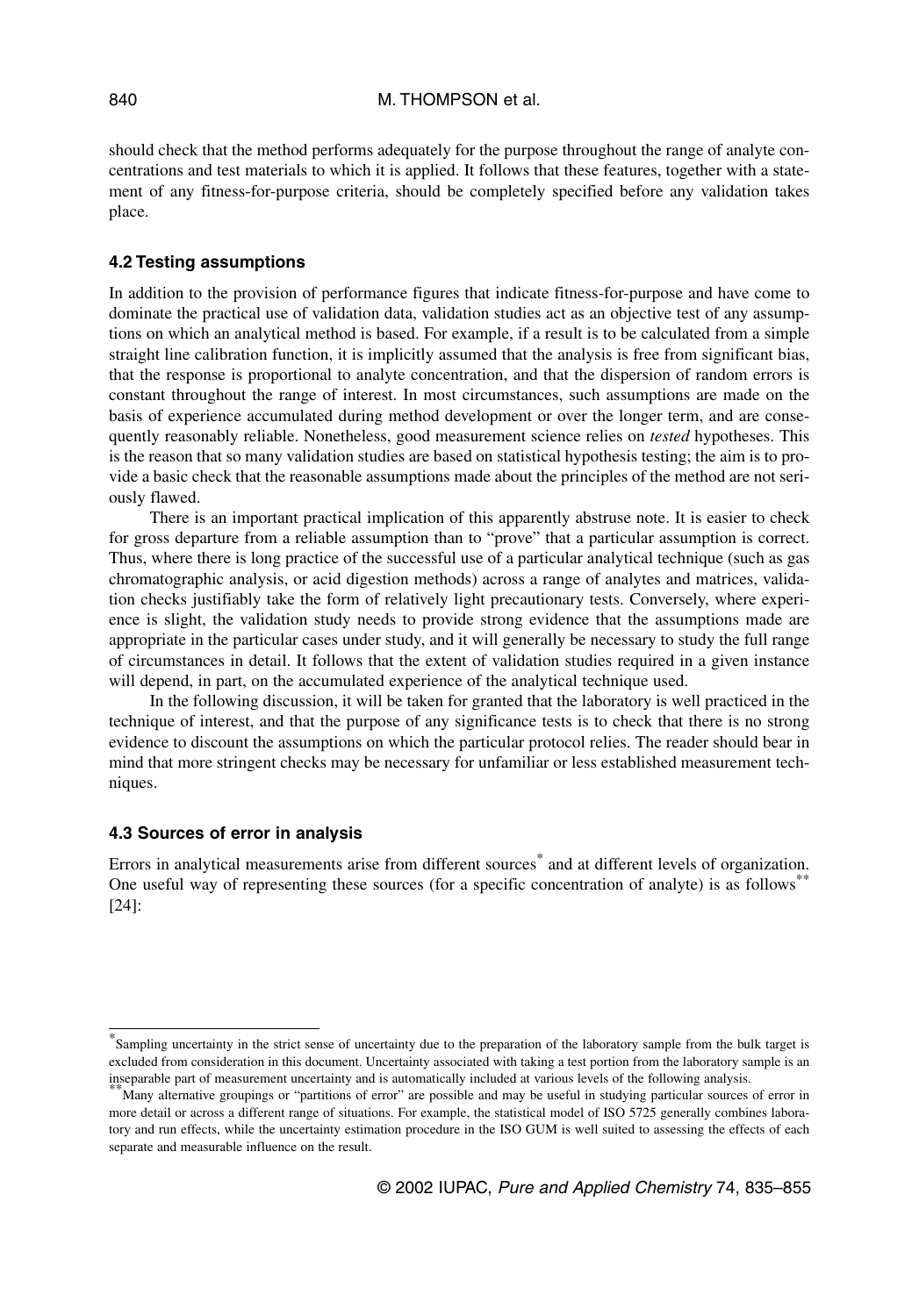should check that the method performs adequately for the purpose throughout the range of analyte concentrations and test materials to which it is applied. It follows that these features, together with a statement of any fitness-for-purpose criteria, should be completely specified before any validation takes place.

### 4.2 Testing assumptions

In addition to the provision of performance figures that indicate fitness-for-purpose and have come to dominate the practical use of validation data, validation studies act as an objective test of any assumptions on which an analytical method is based. For example, if a result is to be calculated from a simple straight line calibration function, it is implicitly assumed that the analysis is free from significant bias, that the response is proportional to analyte concentration, and that the dispersion of random errors is constant throughout the range of interest. In most circumstances, such assumptions are made on the basis of experience accumulated during method development or over the longer term, and are consequently reasonably reliable. Nonetheless, good measurement science relies on *tested* hypotheses. This is the reason that so many validation studies are based on statistical hypothesis testing; the aim is to provide a basic check that the reasonable assumptions made about the principles of the method are not seriously flawed.

There is an important practical implication of this apparently abstruse note. It is easier to check for gross departure from a reliable assumption than to "prove" that a particular assumption is correct. Thus, where there is long practice of the successful use of a particular analytical technique (such as gas chromatographic analysis, or acid digestion methods) across a range of analytes and matrices, validation checks justifiably take the form of relatively light precautionary tests. Conversely, where experience is slight, the validation study needs to provide strong evidence that the assumptions made are appropriate in the particular cases under study, and it will generally be necessary to study the full range of circumstances in detail. It follows that the extent of validation studies required in a given instance will depend, in part, on the accumulated experience of the analytical technique used.

In the following discussion, it will be taken for granted that the laboratory is well practiced in the technique of interest, and that the purpose of any significance tests is to check that there is no strong evidence to discount the assumptions on which the particular protocol relies. The reader should bear in mind that more stringent checks may be necessary for unfamiliar or less established measurement techniques.

### 4.3 Sources of error in analysis

Errors in analytical measurements arise from different sources* and at different levels of organization. One useful way of representing these sources (for a specific concentration of analyte) is as follows** [24]:

---

*Sampling uncertainty in the strict sense of uncertainty due to the preparation of the laboratory sample from the bulk target is excluded from consideration in this document. Uncertainty associated with taking a test portion from the laboratory sample is an inseparable part of measurement uncertainty and is automatically included at various levels of the following analysis.

**Many alternative groupings or "partitions of error" are possible and may be useful in studying particular sources of error in more detail or across a different range of situations. For example, the statistical model of ISO 5725 generally combines laboratory and run effects, while the uncertainty estimation procedure in the ISO GUM is well suited to assessing the effects of each separate and measurable influence on the result.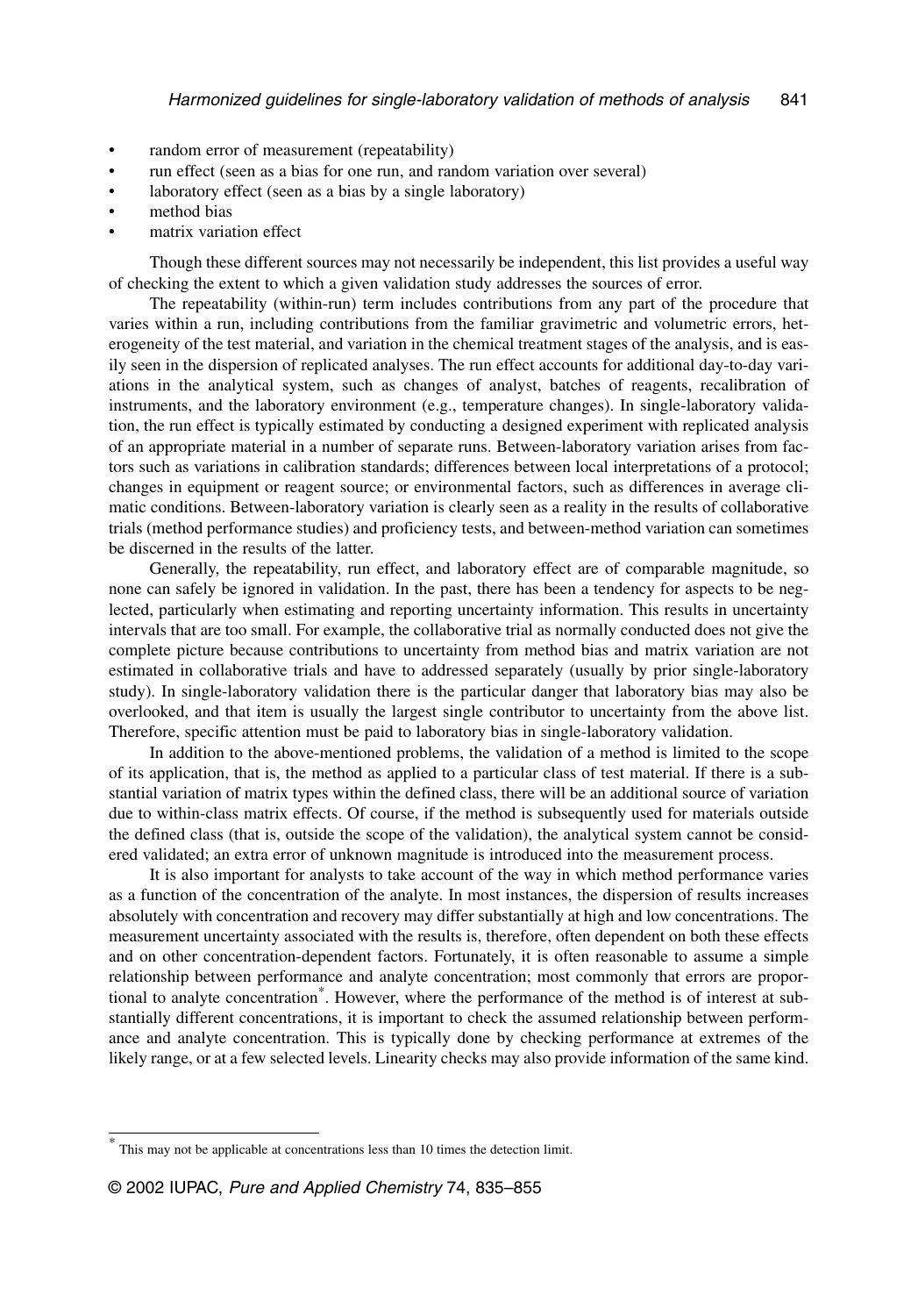- random error of measurement (repeatability)
- run effect (seen as a bias for one run, and random variation over several)
- laboratory effect (seen as a bias by a single laboratory)
- method bias
- matrix variation effect

Though these different sources may not necessarily be independent, this list provides a useful way of checking the extent to which a given validation study addresses the sources of error.

The repeatability (within-run) term includes contributions from any part of the procedure that varies within a run, including contributions from the familiar gravimetric and volumetric errors, heterogeneity of the test material, and variation in the chemical treatment stages of the analysis, and is easily seen in the dispersion of replicated analyses. The run effect accounts for additional day-to-day variations in the analytical system, such as changes of analyst, batches of reagents, recalibration of instruments, and the laboratory environment (e.g., temperature changes). In single-laboratory validation, the run effect is typically estimated by conducting a designed experiment with replicated analysis of an appropriate material in a number of separate runs. Between-laboratory variation arises from factors such as variations in calibration standards; differences between local interpretations of a protocol; changes in equipment or reagent source; or environmental factors, such as differences in average climatic conditions. Between-laboratory variation is clearly seen as a reality in the results of collaborative trials (method performance studies) and proficiency tests, and between-method variation can sometimes be discerned in the results of the latter.

Generally, the repeatability, run effect, and laboratory effect are of comparable magnitude, so none can safely be ignored in validation. In the past, there has been a tendency for aspects to be neglected, particularly when estimating and reporting uncertainty information. This results in uncertainty intervals that are too small. For example, the collaborative trial as normally conducted does not give the complete picture because contributions to uncertainty from method bias and matrix variation are not estimated in collaborative trials and have to addressed separately (usually by prior single-laboratory study). In single-laboratory validation there is the particular danger that laboratory bias may also be overlooked, and that item is usually the largest single contributor to uncertainty from the above list. Therefore, specific attention must be paid to laboratory bias in single-laboratory validation.

In addition to the above-mentioned problems, the validation of a method is limited to the scope of its application, that is, the method as applied to a particular class of test material. If there is a substantial variation of matrix types within the defined class, there will be an additional source of variation due to within-class matrix effects. Of course, if the method is subsequently used for materials outside the defined class (that is, outside the scope of the validation), the analytical system cannot be considered validated; an extra error of unknown magnitude is introduced into the measurement process.

It is also important for analysts to take account of the way in which method performance varies as a function of the concentration of the analyte. In most instances, the dispersion of results increases absolutely with concentration and recovery may differ substantially at high and low concentrations. The measurement uncertainty associated with the results is, therefore, often dependent on both these effects and on other concentration-dependent factors. Fortunately, it is often reasonable to assume a simple relationship between performance and analyte concentration; most commonly that errors are proportional to analyte concentration*. However, where the performance of the method is of interest at substantially different concentrations, it is important to check the assumed relationship between performance and analyte concentration. This is typically done by checking performance at extremes of the likely range, or at a few selected levels. Linearity checks may also provide information of the same kind.

---

* This may not be applicable at concentrations less than 10 times the detection limit.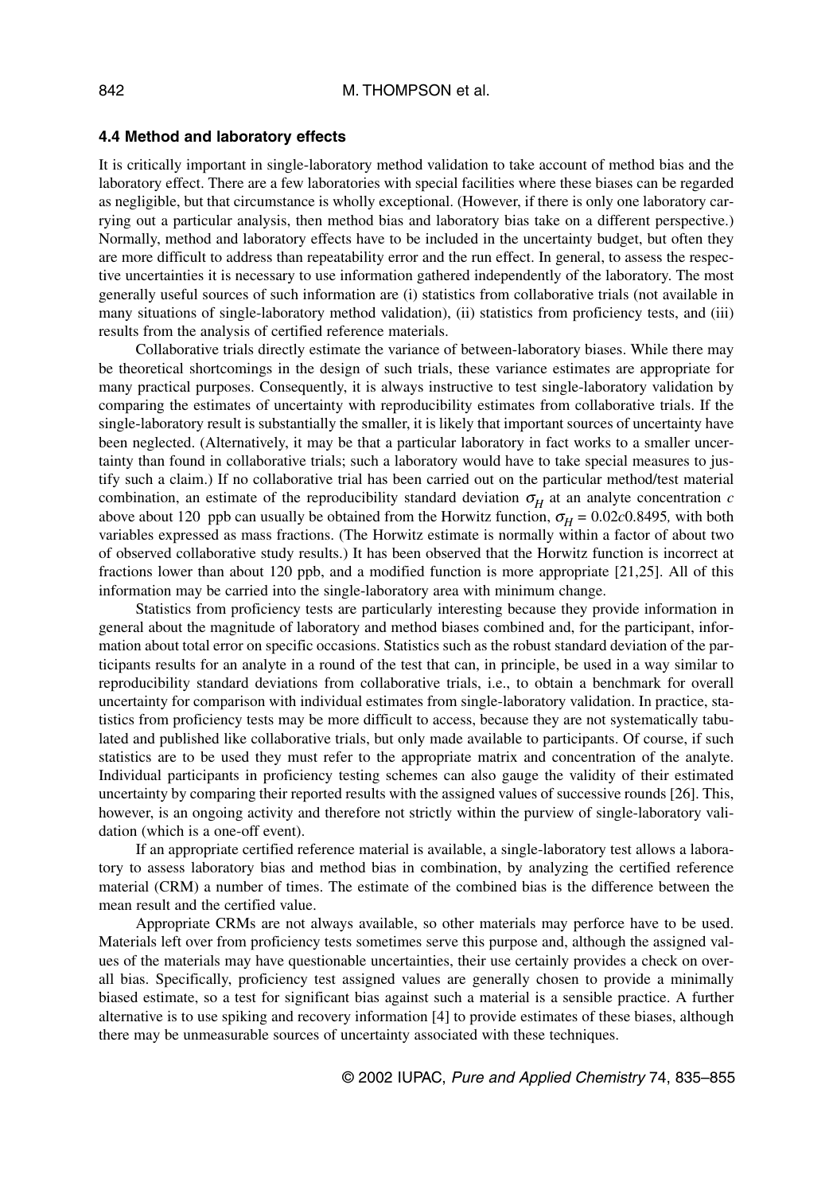### 4.4 Method and laboratory effects

It is critically important in single-laboratory method validation to take account of method bias and the laboratory effect. There are a few laboratories with special facilities where these biases can be regarded as negligible, but that circumstance is wholly exceptional. (However, if there is only one laboratory carrying out a particular analysis, then method bias and laboratory bias take on a different perspective.) Normally, method and laboratory effects have to be included in the uncertainty budget, but often they are more difficult to address than repeatability error and the run effect. In general, to assess the respective uncertainties it is necessary to use information gathered independently of the laboratory. The most generally useful sources of such information are (i) statistics from collaborative trials (not available in many situations of single-laboratory method validation), (ii) statistics from proficiency tests, and (iii) results from the analysis of certified reference materials.

Collaborative trials directly estimate the variance of between-laboratory biases. While there may be theoretical shortcomings in the design of such trials, these variance estimates are appropriate for many practical purposes. Consequently, it is always instructive to test single-laboratory validation by comparing the estimates of uncertainty with reproducibility estimates from collaborative trials. If the single-laboratory result is substantially the smaller, it is likely that important sources of uncertainty have been neglected. (Alternatively, it may be that a particular laboratory in fact works to a smaller uncertainty than found in collaborative trials; such a laboratory would have to take special measures to justify such a claim.) If no collaborative trial has been carried out on the particular method/test material combination, an estimate of the reproducibility standard deviation $\sigma_H$ at an analyte concentration $c$ above about 120 ppb can usually be obtained from the Horwitz function, $\sigma_H = 0.02c^{0.8495}$, with both variables expressed as mass fractions. (The Horwitz estimate is normally within a factor of about two of observed collaborative study results.) It has been observed that the Horwitz function is incorrect at fractions lower than about 120 ppb, and a modified function is more appropriate [21,25]. All of this information may be carried into the single-laboratory area with minimum change.

Statistics from proficiency tests are particularly interesting because they provide information in general about the magnitude of laboratory and method biases combined and, for the participant, information about total error on specific occasions. Statistics such as the robust standard deviation of the participants results for an analyte in a round of the test that can, in principle, be used in a way similar to reproducibility standard deviations from collaborative trials, i.e., to obtain a benchmark for overall uncertainty for comparison with individual estimates from single-laboratory validation. In practice, statistics from proficiency tests may be more difficult to access, because they are not systematically tabulated and published like collaborative trials, but only made available to participants. Of course, if such statistics are to be used they must refer to the appropriate matrix and concentration of the analyte. Individual participants in proficiency testing schemes can also gauge the validity of their estimated uncertainty by comparing their reported results with the assigned values of successive rounds [26]. This, however, is an ongoing activity and therefore not strictly within the purview of single-laboratory validation (which is a one-off event).

If an appropriate certified reference material is available, a single-laboratory test allows a laboratory to assess laboratory bias and method bias in combination, by analyzing the certified reference material (CRM) a number of times. The estimate of the combined bias is the difference between the mean result and the certified value.

Appropriate CRMs are not always available, so other materials may perforce have to be used. Materials left over from proficiency tests sometimes serve this purpose and, although the assigned values of the materials may have questionable uncertainties, their use certainly provides a check on overall bias. Specifically, proficiency test assigned values are generally chosen to provide a minimally biased estimate, so a test for significant bias against such a material is a sensible practice. A further alternative is to use spiking and recovery information [4] to provide estimates of these biases, although there may be unmeasurable sources of uncertainty associated with these techniques.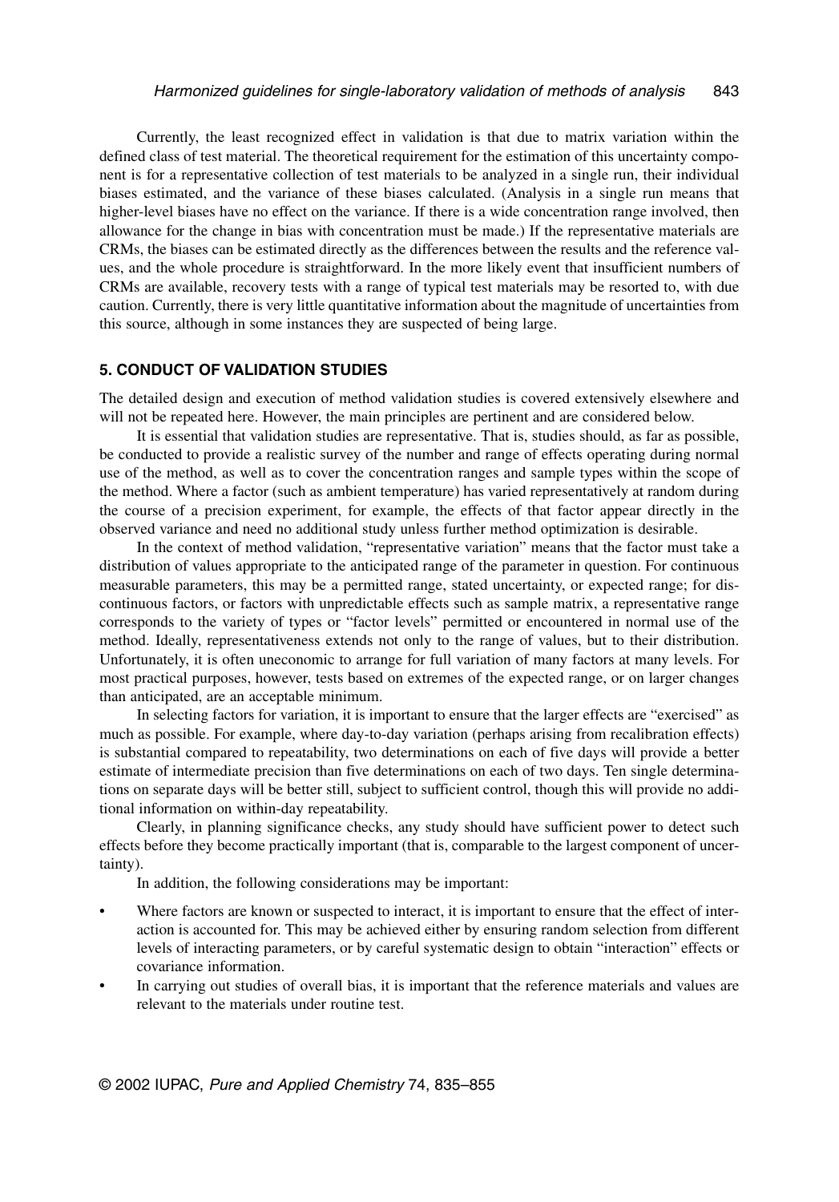Currently, the least recognized effect in validation is that due to matrix variation within the defined class of test material. The theoretical requirement for the estimation of this uncertainty component is for a representative collection of test materials to be analyzed in a single run, their individual biases estimated, and the variance of these biases calculated. (Analysis in a single run means that higher-level biases have no effect on the variance. If there is a wide concentration range involved, then allowance for the change in bias with concentration must be made.) If the representative materials are CRMs, the biases can be estimated directly as the differences between the results and the reference values, and the whole procedure is straightforward. In the more likely event that insufficient numbers of CRMs are available, recovery tests with a range of typical test materials may be resorted to, with due caution. Currently, there is very little quantitative information about the magnitude of uncertainties from this source, although in some instances they are suspected of being large.

## 5. CONDUCT OF VALIDATION STUDIES

The detailed design and execution of method validation studies is covered extensively elsewhere and will not be repeated here. However, the main principles are pertinent and are considered below.

It is essential that validation studies are representative. That is, studies should, as far as possible, be conducted to provide a realistic survey of the number and range of effects operating during normal use of the method, as well as to cover the concentration ranges and sample types within the scope of the method. Where a factor (such as ambient temperature) has varied representatively at random during the course of a precision experiment, for example, the effects of that factor appear directly in the observed variance and need no additional study unless further method optimization is desirable.

In the context of method validation, "representative variation" means that the factor must take a distribution of values appropriate to the anticipated range of the parameter in question. For continuous measurable parameters, this may be a permitted range, stated uncertainty, or expected range; for discontinuous factors, or factors with unpredictable effects such as sample matrix, a representative range corresponds to the variety of types or "factor levels" permitted or encountered in normal use of the method. Ideally, representativeness extends not only to the range of values, but to their distribution. Unfortunately, it is often uneconomic to arrange for full variation of many factors at many levels. For most practical purposes, however, tests based on extremes of the expected range, or on larger changes than anticipated, are an acceptable minimum.

In selecting factors for variation, it is important to ensure that the larger effects are "exercised" as much as possible. For example, where day-to-day variation (perhaps arising from recalibration effects) is substantial compared to repeatability, two determinations on each of five days will provide a better estimate of intermediate precision than five determinations on each of two days. Ten single determinations on separate days will be better still, subject to sufficient control, though this will provide no additional information on within-day repeatability.

Clearly, in planning significance checks, any study should have sufficient power to detect such effects before they become practically important (that is, comparable to the largest component of uncertainty).

In addition, the following considerations may be important:

- Where factors are known or suspected to interact, it is important to ensure that the effect of interaction is accounted for. This may be achieved either by ensuring random selection from different levels of interacting parameters, or by careful systematic design to obtain "interaction" effects or covariance information.
- In carrying out studies of overall bias, it is important that the reference materials and values are relevant to the materials under routine test.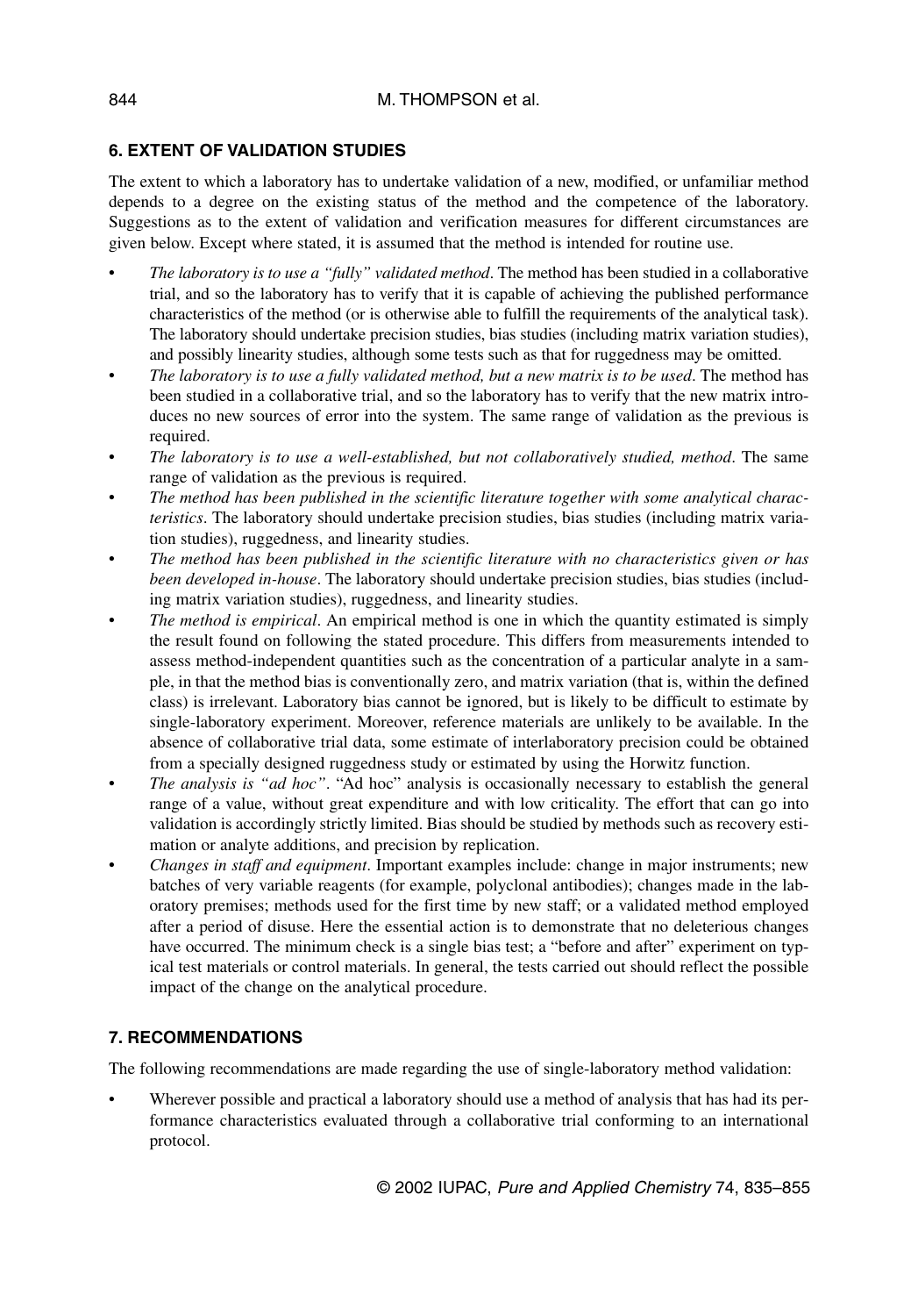## 6. EXTENT OF VALIDATION STUDIES

The extent to which a laboratory has to undertake validation of a new, modified, or unfamiliar method depends to a degree on the existing status of the method and the competence of the laboratory. Suggestions as to the extent of validation and verification measures for different circumstances are given below. Except where stated, it is assumed that the method is intended for routine use.

- *The laboratory is to use a "fully" validated method*. The method has been studied in a collaborative trial, and so the laboratory has to verify that it is capable of achieving the published performance characteristics of the method (or is otherwise able to fulfill the requirements of the analytical task). The laboratory should undertake precision studies, bias studies (including matrix variation studies), and possibly linearity studies, although some tests such as that for ruggedness may be omitted.
- *The laboratory is to use a fully validated method, but a new matrix is to be used*. The method has been studied in a collaborative trial, and so the laboratory has to verify that the new matrix introduces no new sources of error into the system. The same range of validation as the previous is required.
- *The laboratory is to use a well-established, but not collaboratively studied, method*. The same range of validation as the previous is required.
- *The method has been published in the scientific literature together with some analytical characteristics*. The laboratory should undertake precision studies, bias studies (including matrix variation studies), ruggedness, and linearity studies.
- *The method has been published in the scientific literature with no characteristics given or has been developed in-house*. The laboratory should undertake precision studies, bias studies (including matrix variation studies), ruggedness, and linearity studies.
- *The method is empirical*. An empirical method is one in which the quantity estimated is simply the result found on following the stated procedure. This differs from measurements intended to assess method-independent quantities such as the concentration of a particular analyte in a sample, in that the method bias is conventionally zero, and matrix variation (that is, within the defined class) is irrelevant. Laboratory bias cannot be ignored, but is likely to be difficult to estimate by single-laboratory experiment. Moreover, reference materials are unlikely to be available. In the absence of collaborative trial data, some estimate of interlaboratory precision could be obtained from a specially designed ruggedness study or estimated by using the Horwitz function.
- *The analysis is "ad hoc"*. "Ad hoc" analysis is occasionally necessary to establish the general range of a value, without great expenditure and with low criticality. The effort that can go into validation is accordingly strictly limited. Bias should be studied by methods such as recovery estimation or analyte additions, and precision by replication.
- *Changes in staff and equipment*. Important examples include: change in major instruments; new batches of very variable reagents (for example, polyclonal antibodies); changes made in the laboratory premises; methods used for the first time by new staff; or a validated method employed after a period of disuse. Here the essential action is to demonstrate that no deleterious changes have occurred. The minimum check is a single bias test; a "before and after" experiment on typical test materials or control materials. In general, the tests carried out should reflect the possible impact of the change on the analytical procedure.

## 7. RECOMMENDATIONS

The following recommendations are made regarding the use of single-laboratory method validation:

- Wherever possible and practical a laboratory should use a method of analysis that has had its performance characteristics evaluated through a collaborative trial conforming to an international protocol.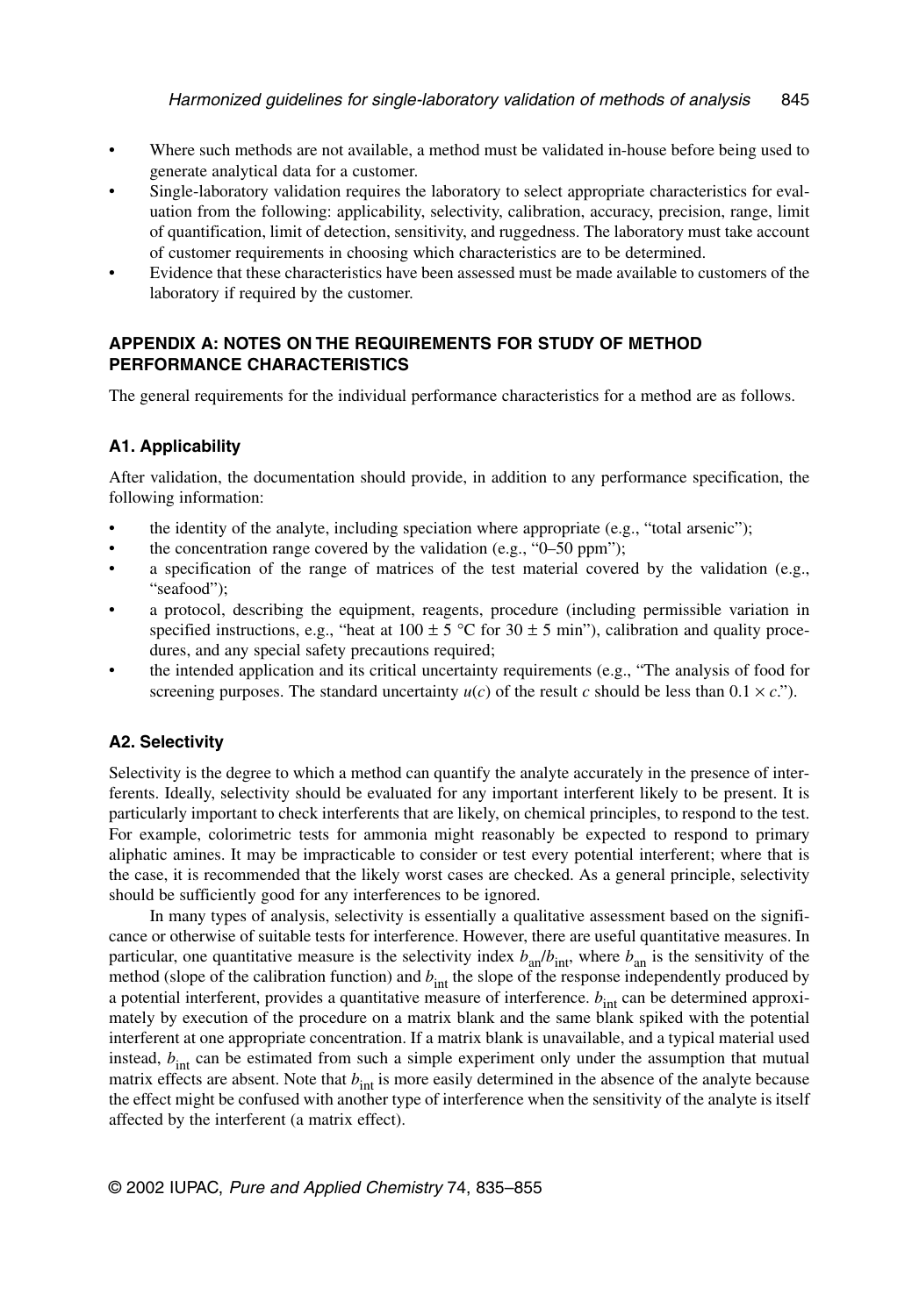- Where such methods are not available, a method must be validated in-house before being used to generate analytical data for a customer.
- Single-laboratory validation requires the laboratory to select appropriate characteristics for evaluation from the following: applicability, selectivity, calibration, accuracy, precision, range, limit of quantification, limit of detection, sensitivity, and ruggedness. The laboratory must take account of customer requirements in choosing which characteristics are to be determined.
- Evidence that these characteristics have been assessed must be made available to customers of the laboratory if required by the customer.

## APPENDIX A: NOTES ON THE REQUIREMENTS FOR STUDY OF METHOD PERFORMANCE CHARACTERISTICS

The general requirements for the individual performance characteristics for a method are as follows.

### A1. Applicability

After validation, the documentation should provide, in addition to any performance specification, the following information:

- the identity of the analyte, including speciation where appropriate (e.g., "total arsenic");
- the concentration range covered by the validation (e.g., "0–50 ppm");
- a specification of the range of matrices of the test material covered by the validation (e.g., "seafood");
- a protocol, describing the equipment, reagents, procedure (including permissible variation in specified instructions, e.g., "heat at $100 \pm 5$ °C for $30 \pm 5$ min"), calibration and quality procedures, and any special safety precautions required;
- the intended application and its critical uncertainty requirements (e.g., "The analysis of food for screening purposes. The standard uncertainty $u(c)$ of the result $c$ should be less than $0.1 \times c$.").

### A2. Selectivity

Selectivity is the degree to which a method can quantify the analyte accurately in the presence of interferents. Ideally, selectivity should be evaluated for any important interferent likely to be present. It is particularly important to check interferents that are likely, on chemical principles, to respond to the test. For example, colorimetric tests for ammonia might reasonably be expected to respond to primary aliphatic amines. It may be impracticable to consider or test every potential interferent; where that is the case, it is recommended that the likely worst cases are checked. As a general principle, selectivity should be sufficiently good for any interferences to be ignored.

In many types of analysis, selectivity is essentially a qualitative assessment based on the significance or otherwise of suitable tests for interference. However, there are useful quantitative measures. In particular, one quantitative measure is the selectivity index $b_{an}/b_{int}$, where $b_{an}$ is the sensitivity of the method (slope of the calibration function) and $b_{int}$ the slope of the response independently produced by a potential interferent, provides a quantitative measure of interference. $b_{int}$ can be determined approximately by execution of the procedure on a matrix blank and the same blank spiked with the potential interferent at one appropriate concentration. If a matrix blank is unavailable, and a typical material used instead, $b_{int}$ can be estimated from such a simple experiment only under the assumption that mutual matrix effects are absent. Note that $b_{int}$ is more easily determined in the absence of the analyte because the effect might be confused with another type of interference when the sensitivity of the analyte is itself affected by the interferent (a matrix effect).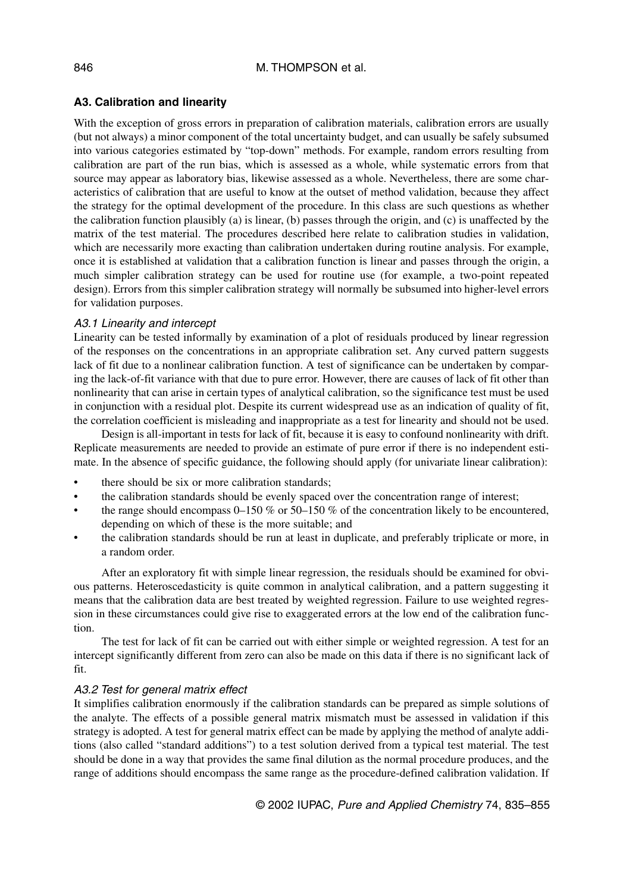### A3. Calibration and linearity

With the exception of gross errors in preparation of calibration materials, calibration errors are usually (but not always) a minor component of the total uncertainty budget, and can usually be safely subsumed into various categories estimated by "top-down" methods. For example, random errors resulting from calibration are part of the run bias, which is assessed as a whole, while systematic errors from that source may appear as laboratory bias, likewise assessed as a whole. Nevertheless, there are some characteristics of calibration that are useful to know at the outset of method validation, because they affect the strategy for the optimal development of the procedure. In this class are such questions as whether the calibration function plausibly (a) is linear, (b) passes through the origin, and (c) is unaffected by the matrix of the test material. The procedures described here relate to calibration studies in validation, which are necessarily more exacting than calibration undertaken during routine analysis. For example, once it is established at validation that a calibration function is linear and passes through the origin, a much simpler calibration strategy can be used for routine use (for example, a two-point repeated design). Errors from this simpler calibration strategy will normally be subsumed into higher-level errors for validation purposes.

#### *A3.1 Linearity and intercept*

Linearity can be tested informally by examination of a plot of residuals produced by linear regression of the responses on the concentrations in an appropriate calibration set. Any curved pattern suggests lack of fit due to a nonlinear calibration function. A test of significance can be undertaken by comparing the lack-of-fit variance with that due to pure error. However, there are causes of lack of fit other than nonlinearity that can arise in certain types of analytical calibration, so the significance test must be used in conjunction with a residual plot. Despite its current widespread use as an indication of quality of fit, the correlation coefficient is misleading and inappropriate as a test for linearity and should not be used.

Design is all-important in tests for lack of fit, because it is easy to confound nonlinearity with drift. Replicate measurements are needed to provide an estimate of pure error if there is no independent estimate. In the absence of specific guidance, the following should apply (for univariate linear calibration):

- there should be six or more calibration standards;
- the calibration standards should be evenly spaced over the concentration range of interest;
- the range should encompass 0–150 % or 50–150 % of the concentration likely to be encountered, depending on which of these is the more suitable; and
- the calibration standards should be run at least in duplicate, and preferably triplicate or more, in a random order.

After an exploratory fit with simple linear regression, the residuals should be examined for obvious patterns. Heteroscedasticity is quite common in analytical calibration, and a pattern suggesting it means that the calibration data are best treated by weighted regression. Failure to use weighted regression in these circumstances could give rise to exaggerated errors at the low end of the calibration function.

The test for lack of fit can be carried out with either simple or weighted regression. A test for an intercept significantly different from zero can also be made on this data if there is no significant lack of fit.

#### *A3.2 Test for general matrix effect*

It simplifies calibration enormously if the calibration standards can be prepared as simple solutions of the analyte. The effects of a possible general matrix mismatch must be assessed in validation if this strategy is adopted. A test for general matrix effect can be made by applying the method of analyte additions (also called "standard additions") to a test solution derived from a typical test material. The test should be done in a way that provides the same final dilution as the normal procedure produces, and the range of additions should encompass the same range as the procedure-defined calibration validation. If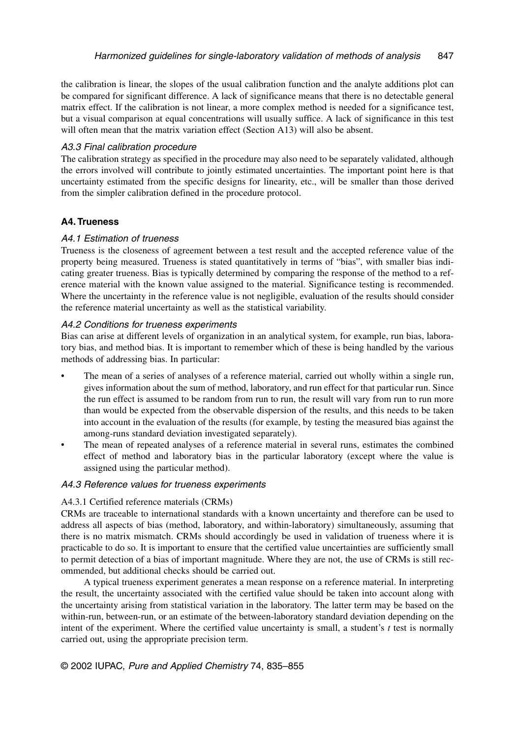the calibration is linear, the slopes of the usual calibration function and the analyte additions plot can be compared for significant difference. A lack of significance means that there is no detectable general matrix effect. If the calibration is not linear, a more complex method is needed for a significance test, but a visual comparison at equal concentrations will usually suffice. A lack of significance in this test will often mean that the matrix variation effect (Section A13) will also be absent.

#### *A3.3 Final calibration procedure*

The calibration strategy as specified in the procedure may also need to be separately validated, although the errors involved will contribute to jointly estimated uncertainties. The important point here is that uncertainty estimated from the specific designs for linearity, etc., will be smaller than those derived from the simpler calibration defined in the procedure protocol.

### A4. Trueness

#### *A4.1 Estimation of trueness*

Trueness is the closeness of agreement between a test result and the accepted reference value of the property being measured. Trueness is stated quantitatively in terms of "bias", with smaller bias indicating greater trueness. Bias is typically determined by comparing the response of the method to a reference material with the known value assigned to the material. Significance testing is recommended. Where the uncertainty in the reference value is not negligible, evaluation of the results should consider the reference material uncertainty as well as the statistical variability.

#### *A4.2 Conditions for trueness experiments*

Bias can arise at different levels of organization in an analytical system, for example, run bias, laboratory bias, and method bias. It is important to remember which of these is being handled by the various methods of addressing bias. In particular:

- The mean of a series of analyses of a reference material, carried out wholly within a single run, gives information about the sum of method, laboratory, and run effect for that particular run. Since the run effect is assumed to be random from run to run, the result will vary from run to run more than would be expected from the observable dispersion of the results, and this needs to be taken into account in the evaluation of the results (for example, by testing the measured bias against the among-runs standard deviation investigated separately).
- The mean of repeated analyses of a reference material in several runs, estimates the combined effect of method and laboratory bias in the particular laboratory (except where the value is assigned using the particular method).

#### *A4.3 Reference values for trueness experiments*

A4.3.1 Certified reference materials (CRMs)

CRMs are traceable to international standards with a known uncertainty and therefore can be used to address all aspects of bias (method, laboratory, and within-laboratory) simultaneously, assuming that there is no matrix mismatch. CRMs should accordingly be used in validation of trueness where it is practicable to do so. It is important to ensure that the certified value uncertainties are sufficiently small to permit detection of a bias of important magnitude. Where they are not, the use of CRMs is still recommended, but additional checks should be carried out.

A typical trueness experiment generates a mean response on a reference material. In interpreting the result, the uncertainty associated with the certified value should be taken into account along with the uncertainty arising from statistical variation in the laboratory. The latter term may be based on the within-run, between-run, or an estimate of the between-laboratory standard deviation depending on the intent of the experiment. Where the certified value uncertainty is small, a student's $t$ test is normally carried out, using the appropriate precision term.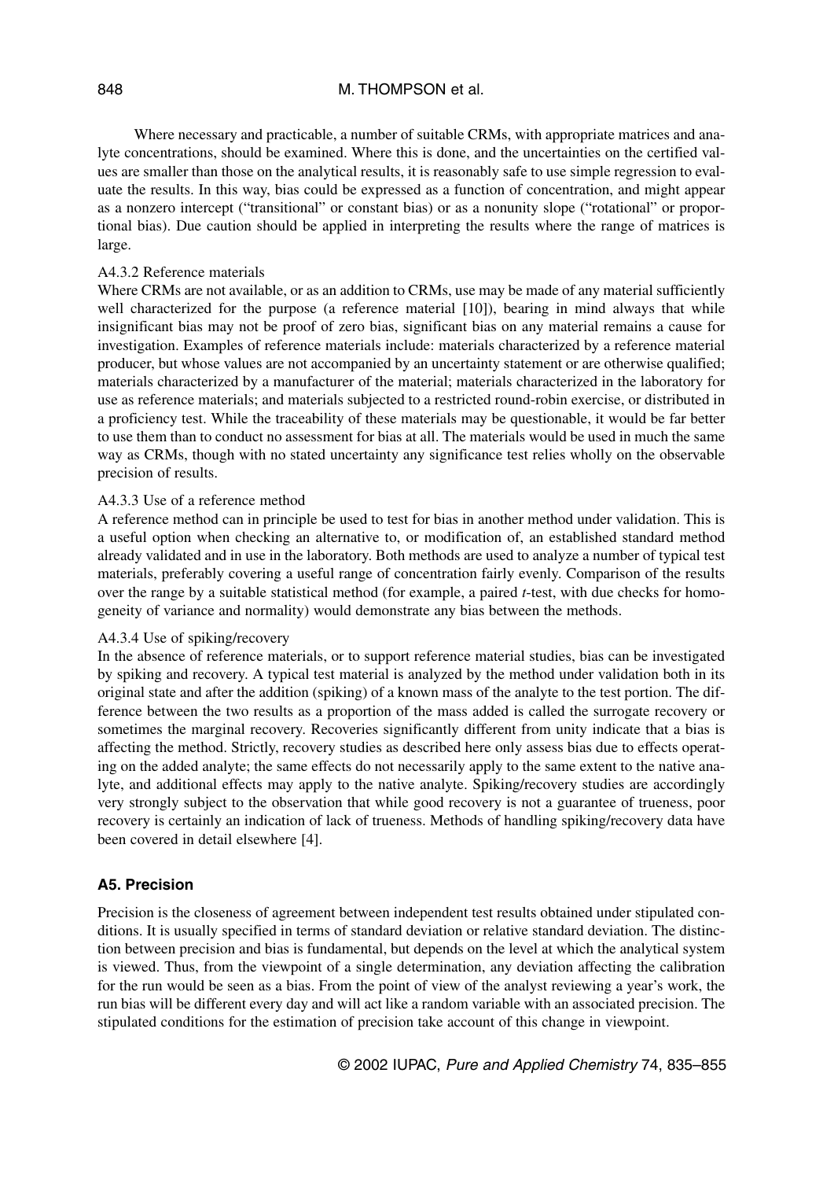Where necessary and practicable, a number of suitable CRMs, with appropriate matrices and analyte concentrations, should be examined. Where this is done, and the uncertainties on the certified values are smaller than those on the analytical results, it is reasonably safe to use simple regression to evaluate the results. In this way, bias could be expressed as a function of concentration, and might appear as a nonzero intercept ("transitional" or constant bias) or as a nonunity slope ("rotational" or proportional bias). Due caution should be applied in interpreting the results where the range of matrices is large.

A4.3.2 Reference materials

Where CRMs are not available, or as an addition to CRMs, use may be made of any material sufficiently well characterized for the purpose (a reference material [10]), bearing in mind always that while insignificant bias may not be proof of zero bias, significant bias on any material remains a cause for investigation. Examples of reference materials include: materials characterized by a reference material producer, but whose values are not accompanied by an uncertainty statement or are otherwise qualified; materials characterized by a manufacturer of the material; materials characterized in the laboratory for use as reference materials; and materials subjected to a restricted round-robin exercise, or distributed in a proficiency test. While the traceability of these materials may be questionable, it would be far better to use them than to conduct no assessment for bias at all. The materials would be used in much the same way as CRMs, though with no stated uncertainty any significance test relies wholly on the observable precision of results.

A4.3.3 Use of a reference method

A reference method can in principle be used to test for bias in another method under validation. This is a useful option when checking an alternative to, or modification of, an established standard method already validated and in use in the laboratory. Both methods are used to analyze a number of typical test materials, preferably covering a useful range of concentration fairly evenly. Comparison of the results over the range by a suitable statistical method (for example, a paired *t*-test, with due checks for homogeneity of variance and normality) would demonstrate any bias between the methods.

A4.3.4 Use of spiking/recovery

In the absence of reference materials, or to support reference material studies, bias can be investigated by spiking and recovery. A typical test material is analyzed by the method under validation both in its original state and after the addition (spiking) of a known mass of the analyte to the test portion. The difference between the two results as a proportion of the mass added is called the surrogate recovery or sometimes the marginal recovery. Recoveries significantly different from unity indicate that a bias is affecting the method. Strictly, recovery studies as described here only assess bias due to effects operating on the added analyte; the same effects do not necessarily apply to the same extent to the native analyte, and additional effects may apply to the native analyte. Spiking/recovery studies are accordingly very strongly subject to the observation that while good recovery is not a guarantee of trueness, poor recovery is certainly an indication of lack of trueness. Methods of handling spiking/recovery data have been covered in detail elsewhere [4].

## A5. Precision

Precision is the closeness of agreement between independent test results obtained under stipulated conditions. It is usually specified in terms of standard deviation or relative standard deviation. The distinction between precision and bias is fundamental, but depends on the level at which the analytical system is viewed. Thus, from the viewpoint of a single determination, any deviation affecting the calibration for the run would be seen as a bias. From the point of view of the analyst reviewing a year's work, the run bias will be different every day and will act like a random variable with an associated precision. The stipulated conditions for the estimation of precision take account of this change in viewpoint.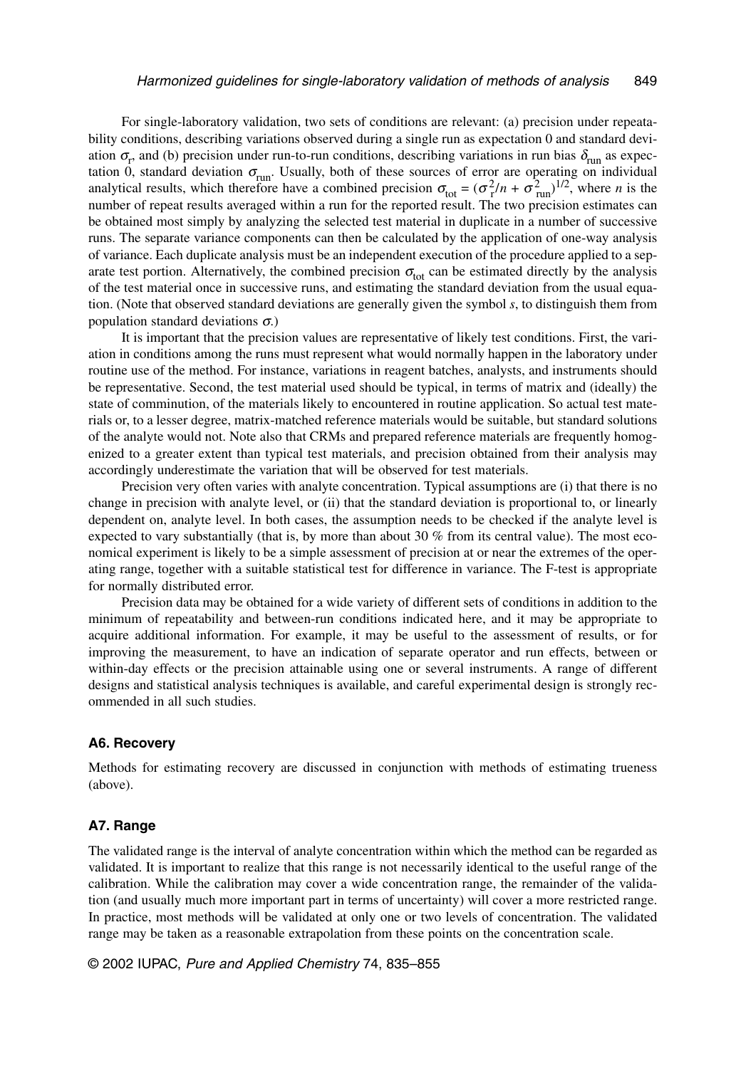For single-laboratory validation, two sets of conditions are relevant: (a) precision under repeatability conditions, describing variations observed during a single run as expectation 0 and standard deviation $\sigma_r$, and (b) precision under run-to-run conditions, describing variations in run bias $\delta_{run}$ as expectation 0, standard deviation $\sigma_{run}$. Usually, both of these sources of error are operating on individual analytical results, which therefore have a combined precision $\sigma_{tot} = (\sigma_r^2/n + \sigma_{run}^2)^{1/2}$, where $n$ is the number of repeat results averaged within a run for the reported result. The two precision estimates can be obtained most simply by analyzing the selected test material in duplicate in a number of successive runs. The separate variance components can then be calculated by the application of one-way analysis of variance. Each duplicate analysis must be an independent execution of the procedure applied to a separate test portion. Alternatively, the combined precision $\sigma_{tot}$ can be estimated directly by the analysis of the test material once in successive runs, and estimating the standard deviation from the usual equation. (Note that observed standard deviations are generally given the symbol $s$, to distinguish them from population standard deviations $\sigma$.)

It is important that the precision values are representative of likely test conditions. First, the variation in conditions among the runs must represent what would normally happen in the laboratory under routine use of the method. For instance, variations in reagent batches, analysts, and instruments should be representative. Second, the test material used should be typical, in terms of matrix and (ideally) the state of comminution, of the materials likely to encountered in routine application. So actual test materials or, to a lesser degree, matrix-matched reference materials would be suitable, but standard solutions of the analyte would not. Note also that CRMs and prepared reference materials are frequently homogenized to a greater extent than typical test materials, and precision obtained from their analysis may accordingly underestimate the variation that will be observed for test materials.

Precision very often varies with analyte concentration. Typical assumptions are (i) that there is no change in precision with analyte level, or (ii) that the standard deviation is proportional to, or linearly dependent on, analyte level. In both cases, the assumption needs to be checked if the analyte level is expected to vary substantially (that is, by more than about 30 % from its central value). The most economical experiment is likely to be a simple assessment of precision at or near the extremes of the operating range, together with a suitable statistical test for difference in variance. The F-test is appropriate for normally distributed error.

Precision data may be obtained for a wide variety of different sets of conditions in addition to the minimum of repeatability and between-run conditions indicated here, and it may be appropriate to acquire additional information. For example, it may be useful to the assessment of results, or for improving the measurement, to have an indication of separate operator and run effects, between or within-day effects or the precision attainable using one or several instruments. A range of different designs and statistical analysis techniques is available, and careful experimental design is strongly recommended in all such studies.

### A6. Recovery

Methods for estimating recovery are discussed in conjunction with methods of estimating trueness (above).

### A7. Range

The validated range is the interval of analyte concentration within which the method can be regarded as validated. It is important to realize that this range is not necessarily identical to the useful range of the calibration. While the calibration may cover a wide concentration range, the remainder of the validation (and usually much more important part in terms of uncertainty) will cover a more restricted range. In practice, most methods will be validated at only one or two levels of concentration. The validated range may be taken as a reasonable extrapolation from these points on the concentration scale.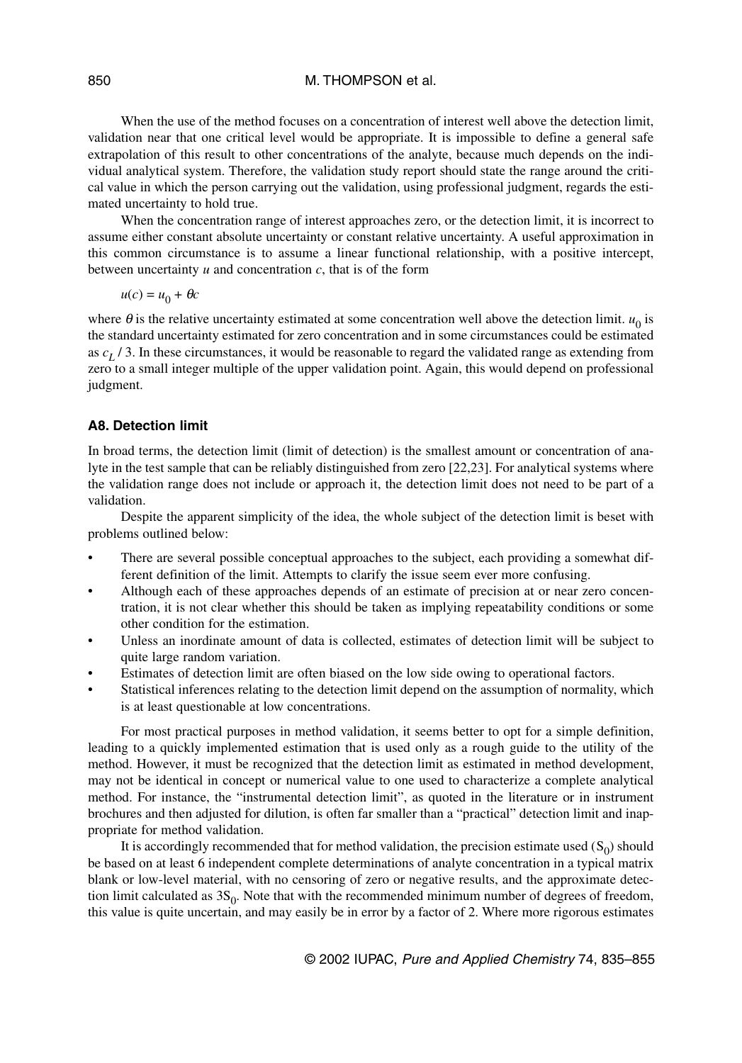When the use of the method focuses on a concentration of interest well above the detection limit, validation near that one critical level would be appropriate. It is impossible to define a general safe extrapolation of this result to other concentrations of the analyte, because much depends on the individual analytical system. Therefore, the validation study report should state the range around the critical value in which the person carrying out the validation, using professional judgment, regards the estimated uncertainty to hold true.

When the concentration range of interest approaches zero, or the detection limit, it is incorrect to assume either constant absolute uncertainty or constant relative uncertainty. A useful approximation in this common circumstance is to assume a linear functional relationship, with a positive intercept, between uncertainty $u$ and concentration $c$, that is of the form

$$u(c) = u_0 + \theta c$$

where $\theta$ is the relative uncertainty estimated at some concentration well above the detection limit. $u_0$ is the standard uncertainty estimated for zero concentration and in some circumstances could be estimated as $c_L / 3$. In these circumstances, it would be reasonable to regard the validated range as extending from zero to a small integer multiple of the upper validation point. Again, this would depend on professional judgment.

### A8. Detection limit

In broad terms, the detection limit (limit of detection) is the smallest amount or concentration of analyte in the test sample that can be reliably distinguished from zero [22,23]. For analytical systems where the validation range does not include or approach it, the detection limit does not need to be part of a validation.

Despite the apparent simplicity of the idea, the whole subject of the detection limit is beset with problems outlined below:

- There are several possible conceptual approaches to the subject, each providing a somewhat different definition of the limit. Attempts to clarify the issue seem ever more confusing.
- Although each of these approaches depends of an estimate of precision at or near zero concentration, it is not clear whether this should be taken as implying repeatability conditions or some other condition for the estimation.
- Unless an inordinate amount of data is collected, estimates of detection limit will be subject to quite large random variation.
- Estimates of detection limit are often biased on the low side owing to operational factors.
- Statistical inferences relating to the detection limit depend on the assumption of normality, which is at least questionable at low concentrations.

For most practical purposes in method validation, it seems better to opt for a simple definition, leading to a quickly implemented estimation that is used only as a rough guide to the utility of the method. However, it must be recognized that the detection limit as estimated in method development, may not be identical in concept or numerical value to one used to characterize a complete analytical method. For instance, the "instrumental detection limit", as quoted in the literature or in instrument brochures and then adjusted for dilution, is often far smaller than a "practical" detection limit and inappropriate for method validation.

It is accordingly recommended that for method validation, the precision estimate used ($S_0$) should be based on at least 6 independent complete determinations of analyte concentration in a typical matrix blank or low-level material, with no censoring of zero or negative results, and the approximate detection limit calculated as $3S_0$. Note that with the recommended minimum number of degrees of freedom, this value is quite uncertain, and may easily be in error by a factor of 2. Where more rigorous estimates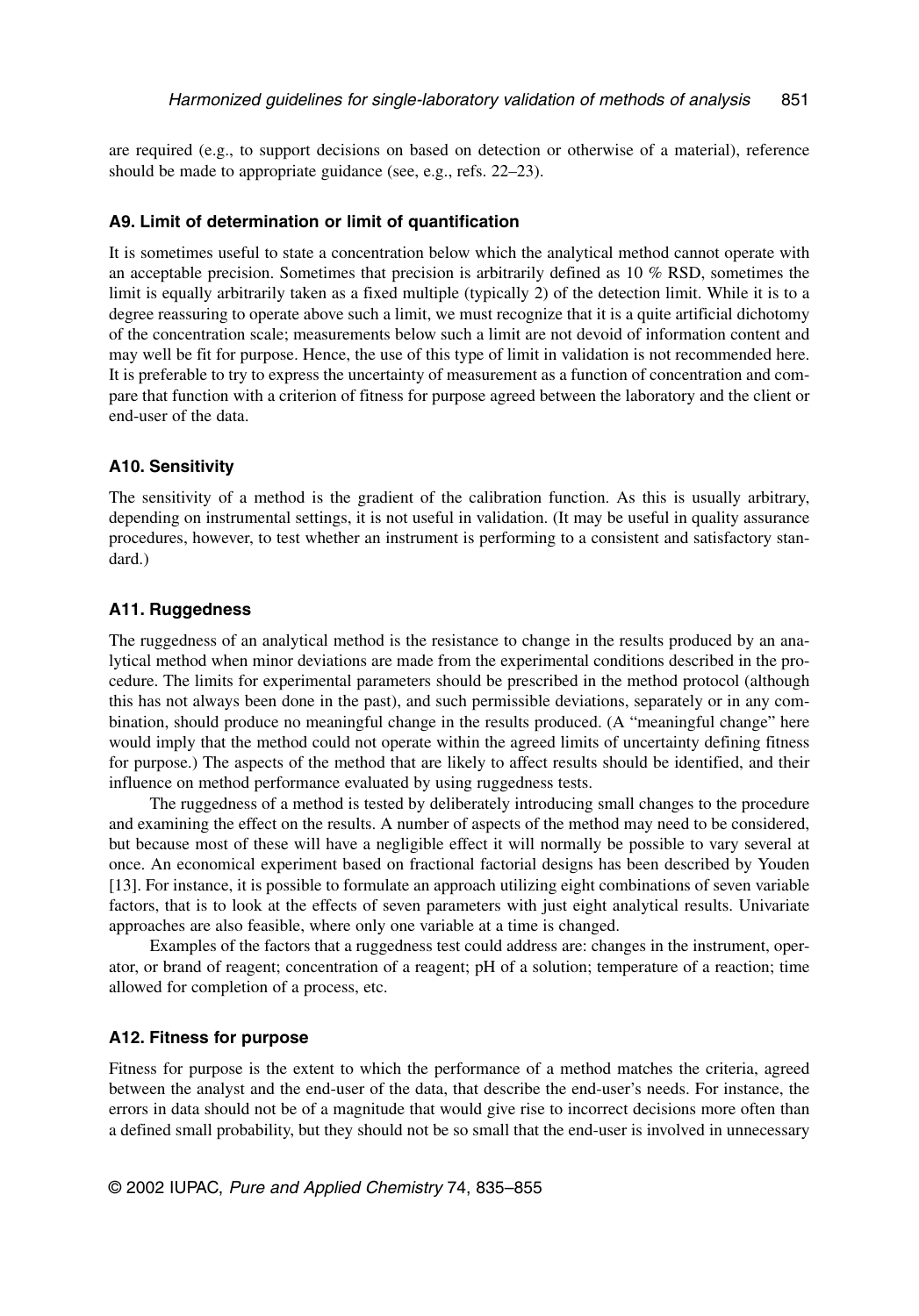are required (e.g., to support decisions on based on detection or otherwise of a material), reference should be made to appropriate guidance (see, e.g., refs. 22–23).

### A9. Limit of determination or limit of quantification

It is sometimes useful to state a concentration below which the analytical method cannot operate with an acceptable precision. Sometimes that precision is arbitrarily defined as 10 % RSD, sometimes the limit is equally arbitrarily taken as a fixed multiple (typically 2) of the detection limit. While it is to a degree reassuring to operate above such a limit, we must recognize that it is a quite artificial dichotomy of the concentration scale; measurements below such a limit are not devoid of information content and may well be fit for purpose. Hence, the use of this type of limit in validation is not recommended here. It is preferable to try to express the uncertainty of measurement as a function of concentration and compare that function with a criterion of fitness for purpose agreed between the laboratory and the client or end-user of the data.

### A10. Sensitivity

The sensitivity of a method is the gradient of the calibration function. As this is usually arbitrary, depending on instrumental settings, it is not useful in validation. (It may be useful in quality assurance procedures, however, to test whether an instrument is performing to a consistent and satisfactory standard.)

### A11. Ruggedness

The ruggedness of an analytical method is the resistance to change in the results produced by an analytical method when minor deviations are made from the experimental conditions described in the procedure. The limits for experimental parameters should be prescribed in the method protocol (although this has not always been done in the past), and such permissible deviations, separately or in any combination, should produce no meaningful change in the results produced. (A "meaningful change" here would imply that the method could not operate within the agreed limits of uncertainty defining fitness for purpose.) The aspects of the method that are likely to affect results should be identified, and their influence on method performance evaluated by using ruggedness tests.

The ruggedness of a method is tested by deliberately introducing small changes to the procedure and examining the effect on the results. A number of aspects of the method may need to be considered, but because most of these will have a negligible effect it will normally be possible to vary several at once. An economical experiment based on fractional factorial designs has been described by Youden [13]. For instance, it is possible to formulate an approach utilizing eight combinations of seven variable factors, that is to look at the effects of seven parameters with just eight analytical results. Univariate approaches are also feasible, where only one variable at a time is changed.

Examples of the factors that a ruggedness test could address are: changes in the instrument, operator, or brand of reagent; concentration of a reagent; pH of a solution; temperature of a reaction; time allowed for completion of a process, etc.

### A12. Fitness for purpose

Fitness for purpose is the extent to which the performance of a method matches the criteria, agreed between the analyst and the end-user of the data, that describe the end-user's needs. For instance, the errors in data should not be of a magnitude that would give rise to incorrect decisions more often than a defined small probability, but they should not be so small that the end-user is involved in unnecessary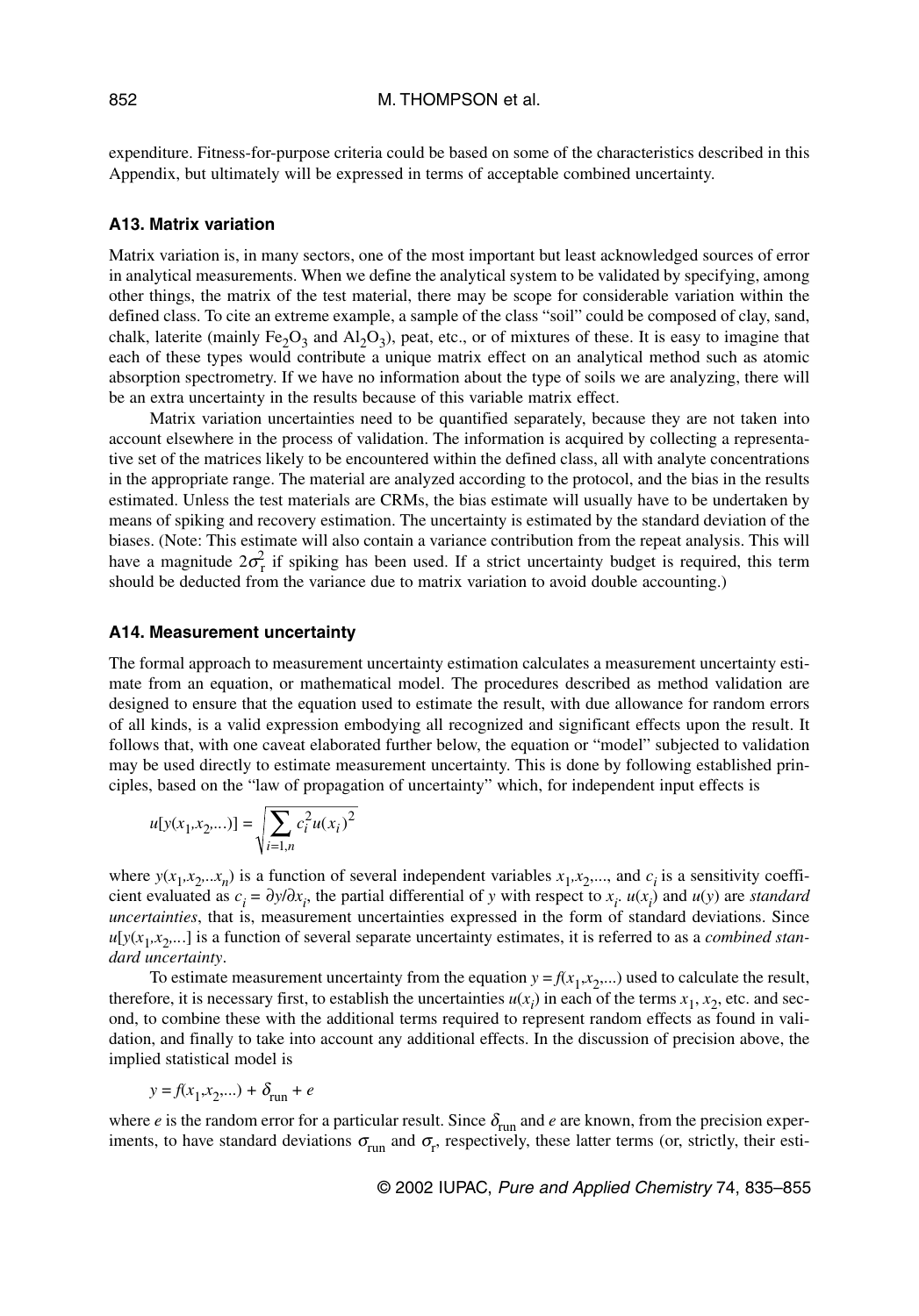expenditure. Fitness-for-purpose criteria could be based on some of the characteristics described in this Appendix, but ultimately will be expressed in terms of acceptable combined uncertainty.

### A13. Matrix variation

Matrix variation is, in many sectors, one of the most important but least acknowledged sources of error in analytical measurements. When we define the analytical system to be validated by specifying, among other things, the matrix of the test material, there may be scope for considerable variation within the defined class. To cite an extreme example, a sample of the class "soil" could be composed of clay, sand, chalk, laterite (mainly $Fe_2O_3$ and $Al_2O_3$), peat, etc., or of mixtures of these. It is easy to imagine that each of these types would contribute a unique matrix effect on an analytical method such as atomic absorption spectrometry. If we have no information about the type of soils we are analyzing, there will be an extra uncertainty in the results because of this variable matrix effect.

Matrix variation uncertainties need to be quantified separately, because they are not taken into account elsewhere in the process of validation. The information is acquired by collecting a representative set of the matrices likely to be encountered within the defined class, all with analyte concentrations in the appropriate range. The material are analyzed according to the protocol, and the bias in the results estimated. Unless the test materials are CRMs, the bias estimate will usually have to be undertaken by means of spiking and recovery estimation. The uncertainty is estimated by the standard deviation of the biases. (Note: This estimate will also contain a variance contribution from the repeat analysis. This will have a magnitude $2\sigma_r^2$ if spiking has been used. If a strict uncertainty budget is required, this term should be deducted from the variance due to matrix variation to avoid double accounting.)

### A14. Measurement uncertainty

The formal approach to measurement uncertainty estimation calculates a measurement uncertainty estimate from an equation, or mathematical model. The procedures described as method validation are designed to ensure that the equation used to estimate the result, with due allowance for random errors of all kinds, is a valid expression embodying all recognized and significant effects upon the result. It follows that, with one caveat elaborated further below, the equation or "model" subjected to validation may be used directly to estimate measurement uncertainty. This is done by following established principles, based on the "law of propagation of uncertainty" which, for independent input effects is

$$u[y(x_1,x_2,...)] = \sqrt{\sum_{i=1,n} c_i^2 u(x_i)^2}$$

where $y(x_1,x_2,...x_n)$ is a function of several independent variables $x_1,x_2,...$, and $c_i$ is a sensitivity coefficient evaluated as $c_i = \partial y/\partial x_i$, the partial differential of $y$ with respect to $x_i$. $u(x_i)$ and $u(y)$ are *standard uncertainties*, that is, measurement uncertainties expressed in the form of standard deviations. Since $u[y(x_1,x_2,...]$ is a function of several separate uncertainty estimates, it is referred to as a *combined standard uncertainty*.

To estimate measurement uncertainty from the equation $y = f(x_1,x_2,...)$ used to calculate the result, therefore, it is necessary first, to establish the uncertainties $u(x_i)$ in each of the terms $x_1$, $x_2$, etc. and second, to combine these with the additional terms required to represent random effects as found in validation, and finally to take into account any additional effects. In the discussion of precision above, the implied statistical model is

$$y = f(x_1,x_2,...) + \delta_{run} + e$$

where $e$ is the random error for a particular result. Since $\delta_{run}$ and $e$ are known, from the precision experiments, to have standard deviations $\sigma_{run}$ and $\sigma_r$, respectively, these latter terms (or, strictly, their esti-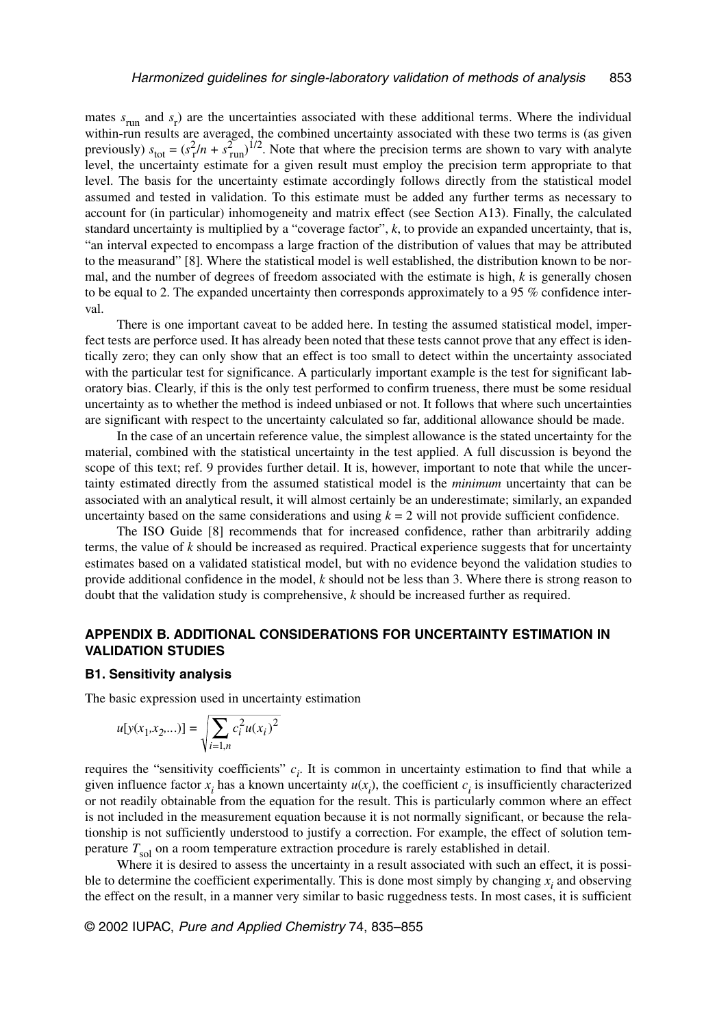mates $s_{run}$ and $s_r$) are the uncertainties associated with these additional terms. Where the individual within-run results are averaged, the combined uncertainty associated with these two terms is (as given previously) $s_{tot} = (s_r^2/n + s_{run}^2)^{1/2}$. Note that where the precision terms are shown to vary with analyte level, the uncertainty estimate for a given result must employ the precision term appropriate to that level. The basis for the uncertainty estimate accordingly follows directly from the statistical model assumed and tested in validation. To this estimate must be added any further terms as necessary to account for (in particular) inhomogeneity and matrix effect (see Section A13). Finally, the calculated standard uncertainty is multiplied by a "coverage factor", $k$, to provide an expanded uncertainty, that is, "an interval expected to encompass a large fraction of the distribution of values that may be attributed to the measurand" [8]. Where the statistical model is well established, the distribution known to be normal, and the number of degrees of freedom associated with the estimate is high, $k$ is generally chosen to be equal to 2. The expanded uncertainty then corresponds approximately to a 95 % confidence interval.

There is one important caveat to be added here. In testing the assumed statistical model, imperfect tests are perforce used. It has already been noted that these tests cannot prove that any effect is identically zero; they can only show that an effect is too small to detect within the uncertainty associated with the particular test for significance. A particularly important example is the test for significant laboratory bias. Clearly, if this is the only test performed to confirm trueness, there must be some residual uncertainty as to whether the method is indeed unbiased or not. It follows that where such uncertainties are significant with respect to the uncertainty calculated so far, additional allowance should be made.

In the case of an uncertain reference value, the simplest allowance is the stated uncertainty for the material, combined with the statistical uncertainty in the test applied. A full discussion is beyond the scope of this text; ref. 9 provides further detail. It is, however, important to note that while the uncertainty estimated directly from the assumed statistical model is the *minimum* uncertainty that can be associated with an analytical result, it will almost certainly be an underestimate; similarly, an expanded uncertainty based on the same considerations and using $k = 2$ will not provide sufficient confidence.

The ISO Guide [8] recommends that for increased confidence, rather than arbitrarily adding terms, the value of $k$ should be increased as required. Practical experience suggests that for uncertainty estimates based on a validated statistical model, but with no evidence beyond the validation studies to provide additional confidence in the model, $k$ should not be less than 3. Where there is strong reason to doubt that the validation study is comprehensive, $k$ should be increased further as required.

## APPENDIX B. ADDITIONAL CONSIDERATIONS FOR UNCERTAINTY ESTIMATION IN VALIDATION STUDIES

### B1. Sensitivity analysis

The basic expression used in uncertainty estimation

$$u[y(x_1,x_2,...)] = \sqrt{\sum_{i=1,n} c_i^2 u(x_i)^2}$$

requires the "sensitivity coefficients" $c_i$. It is common in uncertainty estimation to find that while a given influence factor $x_i$ has a known uncertainty $u(x_i)$, the coefficient $c_i$ is insufficiently characterized or not readily obtainable from the equation for the result. This is particularly common where an effect is not included in the measurement equation because it is not normally significant, or because the relationship is not sufficiently understood to justify a correction. For example, the effect of solution temperature $T_{sol}$ on a room temperature extraction procedure is rarely established in detail.

Where it is desired to assess the uncertainty in a result associated with such an effect, it is possible to determine the coefficient experimentally. This is done most simply by changing $x_i$ and observing the effect on the result, in a manner very similar to basic ruggedness tests. In most cases, it is sufficient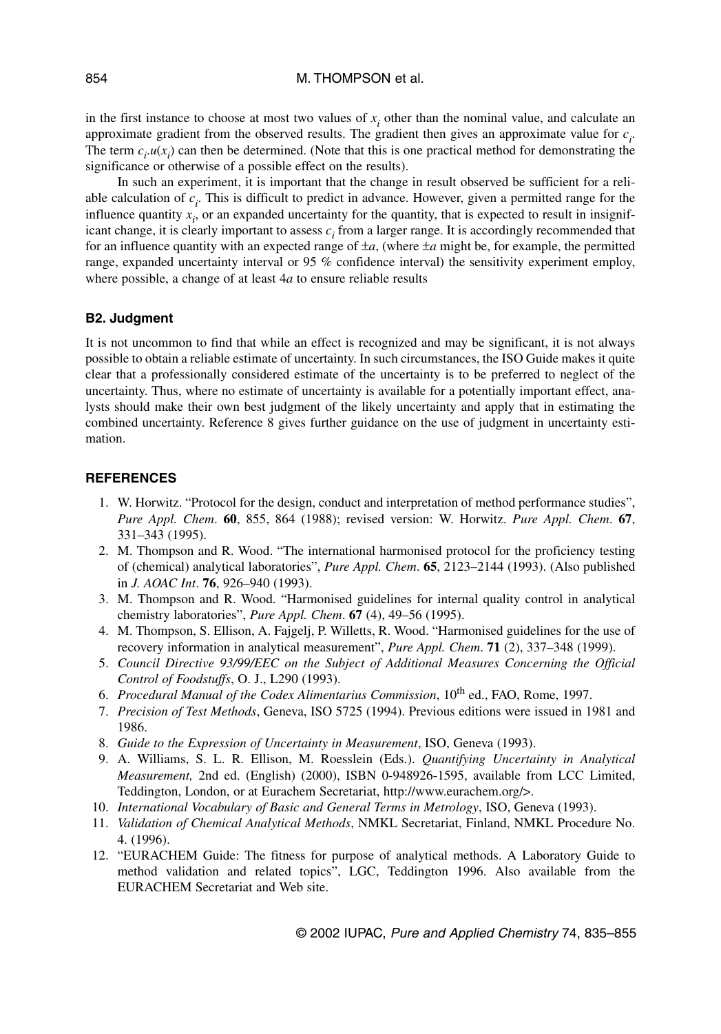in the first instance to choose at most two values of $x_i$ other than the nominal value, and calculate an approximate gradient from the observed results. The gradient then gives an approximate value for $c_i$. The term $c_i.u(x_i)$ can then be determined. (Note that this is one practical method for demonstrating the significance or otherwise of a possible effect on the results).

In such an experiment, it is important that the change in result observed be sufficient for a reliable calculation of $c_i$. This is difficult to predict in advance. However, given a permitted range for the influence quantity $x_i$, or an expanded uncertainty for the quantity, that is expected to result in insignificant change, it is clearly important to assess $c_i$ from a larger range. It is accordingly recommended that for an influence quantity with an expected range of $\pm a$, (where $\pm a$ might be, for example, the permitted range, expanded uncertainty interval or 95 % confidence interval) the sensitivity experiment employ, where possible, a change of at least $4a$ to ensure reliable results

### B2. Judgment

It is not uncommon to find that while an effect is recognized and may be significant, it is not always possible to obtain a reliable estimate of uncertainty. In such circumstances, the ISO Guide makes it quite clear that a professionally considered estimate of the uncertainty is to be preferred to neglect of the uncertainty. Thus, where no estimate of uncertainty is available for a potentially important effect, analysts should make their own best judgment of the likely uncertainty and apply that in estimating the combined uncertainty. Reference 8 gives further guidance on the use of judgment in uncertainty estimation.

## REFERENCES

1. W. Horwitz. "Protocol for the design, conduct and interpretation of method performance studies", *Pure Appl. Chem*. **60**, 855, 864 (1988); revised version: W. Horwitz. *Pure Appl. Chem*. **67**, 331–343 (1995).
2. M. Thompson and R. Wood. "The international harmonised protocol for the proficiency testing of (chemical) analytical laboratories", *Pure Appl. Chem*. **65**, 2123–2144 (1993). (Also published in *J. AOAC Int*. **76**, 926–940 (1993).
3. M. Thompson and R. Wood. "Harmonised guidelines for internal quality control in analytical chemistry laboratories", *Pure Appl. Chem*. **67** (4), 49–56 (1995).
4. M. Thompson, S. Ellison, A. Fajgelj, P. Willetts, R. Wood. "Harmonised guidelines for the use of recovery information in analytical measurement", *Pure Appl. Chem*. **71** (2), 337–348 (1999).
5. *Council Directive 93/99/EEC on the Subject of Additional Measures Concerning the Official Control of Foodstuffs*, O. J., L290 (1993).
6. *Procedural Manual of the Codex Alimentarius Commission*, 10th ed., FAO, Rome, 1997.
7. *Precision of Test Methods*, Geneva, ISO 5725 (1994). Previous editions were issued in 1981 and 1986.
8. *Guide to the Expression of Uncertainty in Measurement*, ISO, Geneva (1993).
9. A. Williams, S. L. R. Ellison, M. Roesslein (Eds.). *Quantifying Uncertainty in Analytical Measurement,* 2nd ed. (English) (2000), ISBN 0-948926-1595, available from LCC Limited, Teddington, London, or at Eurachem Secretariat, http://www.eurachem.org/>.
10. *International Vocabulary of Basic and General Terms in Metrology*, ISO, Geneva (1993).
11. *Validation of Chemical Analytical Methods*, NMKL Secretariat, Finland, NMKL Procedure No. 4. (1996).
12. "EURACHEM Guide: The fitness for purpose of analytical methods. A Laboratory Guide to method validation and related topics", LGC, Teddington 1996. Also available from the EURACHEM Secretariat and Web site.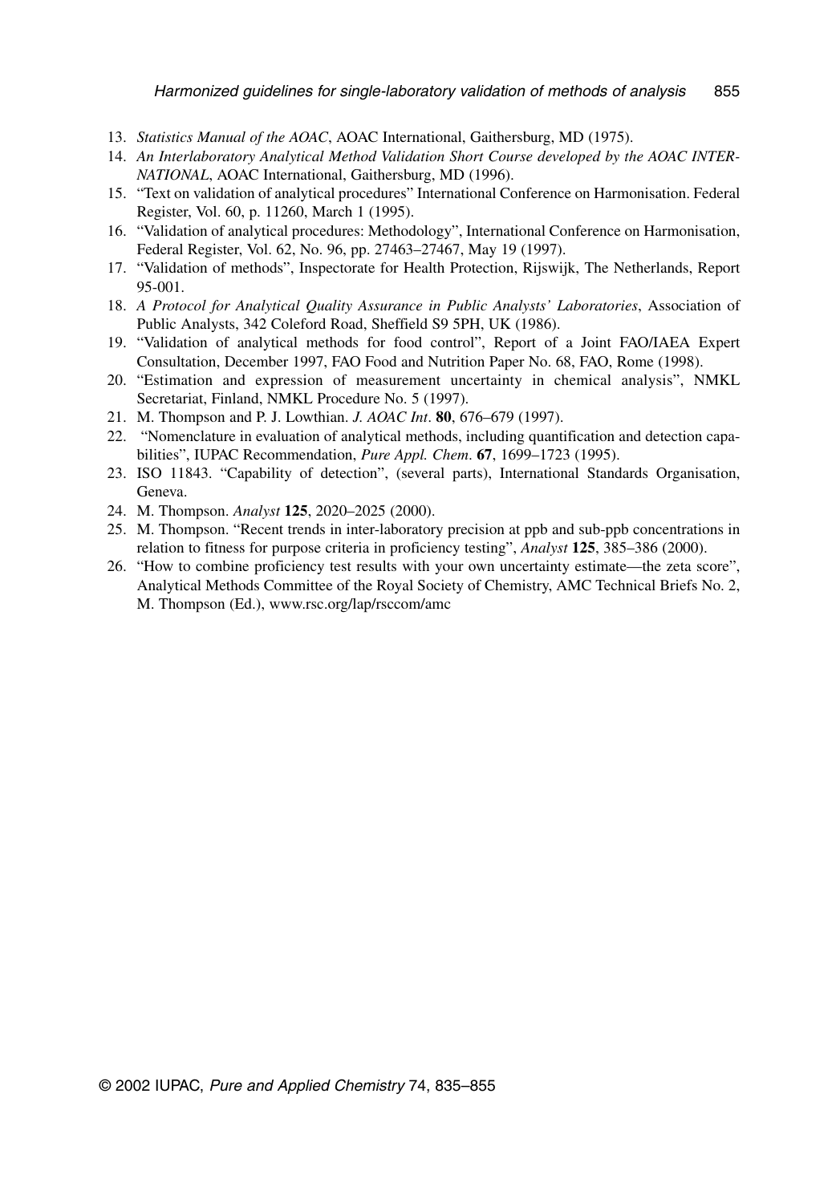13. *Statistics Manual of the AOAC*, AOAC International, Gaithersburg, MD (1975).
14. *An Interlaboratory Analytical Method Validation Short Course developed by the AOAC INTERNATIONAL*, AOAC International, Gaithersburg, MD (1996).
15. "Text on validation of analytical procedures" International Conference on Harmonisation. Federal Register, Vol. 60, p. 11260, March 1 (1995).
16. "Validation of analytical procedures: Methodology", International Conference on Harmonisation, Federal Register, Vol. 62, No. 96, pp. 27463–27467, May 19 (1997).
17. "Validation of methods", Inspectorate for Health Protection, Rijswijk, The Netherlands, Report 95-001.
18. *A Protocol for Analytical Quality Assurance in Public Analysts' Laboratories*, Association of Public Analysts, 342 Coleford Road, Sheffield S9 5PH, UK (1986).
19. "Validation of analytical methods for food control", Report of a Joint FAO/IAEA Expert Consultation, December 1997, FAO Food and Nutrition Paper No. 68, FAO, Rome (1998).
20. "Estimation and expression of measurement uncertainty in chemical analysis", NMKL Secretariat, Finland, NMKL Procedure No. 5 (1997).
21. M. Thompson and P. J. Lowthian. *J. AOAC Int*. **80**, 676–679 (1997).
22. "Nomenclature in evaluation of analytical methods, including quantification and detection capabilities", IUPAC Recommendation, *Pure Appl. Chem*. **67**, 1699–1723 (1995).
23. ISO 11843. "Capability of detection", (several parts), International Standards Organisation, Geneva.
24. M. Thompson. *Analyst* **125**, 2020–2025 (2000).
25. M. Thompson. "Recent trends in inter-laboratory precision at ppb and sub-ppb concentrations in relation to fitness for purpose criteria in proficiency testing", *Analyst* **125**, 385–386 (2000).
26. "How to combine proficiency test results with your own uncertainty estimate—the zeta score", Analytical Methods Committee of the Royal Society of Chemistry, AMC Technical Briefs No. 2, M. Thompson (Ed.), www.rsc.org/lap/rsccom/amc